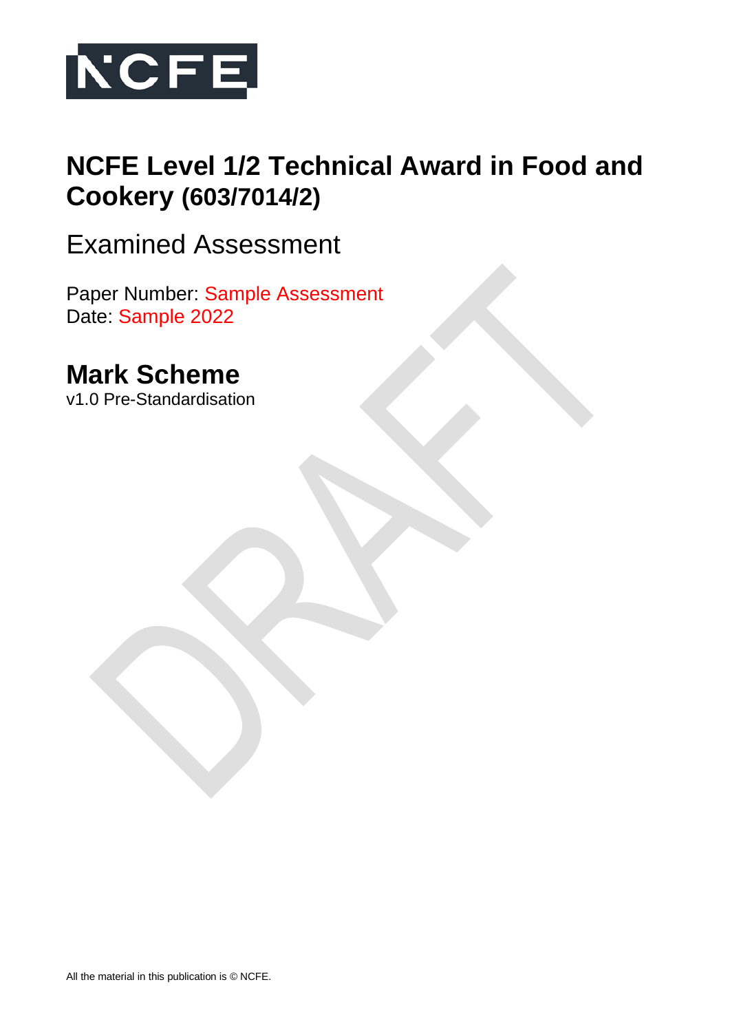NCFE

# NCFE Level 1/2 Technical Award in Food and Cookery (603/7014/2)

## Examined Assessment

Paper Number: Sample Assessment
Date: Sample 2022

## Mark Scheme

v1.0 Pre-Standardisation

All the material in this publication is © NCFE.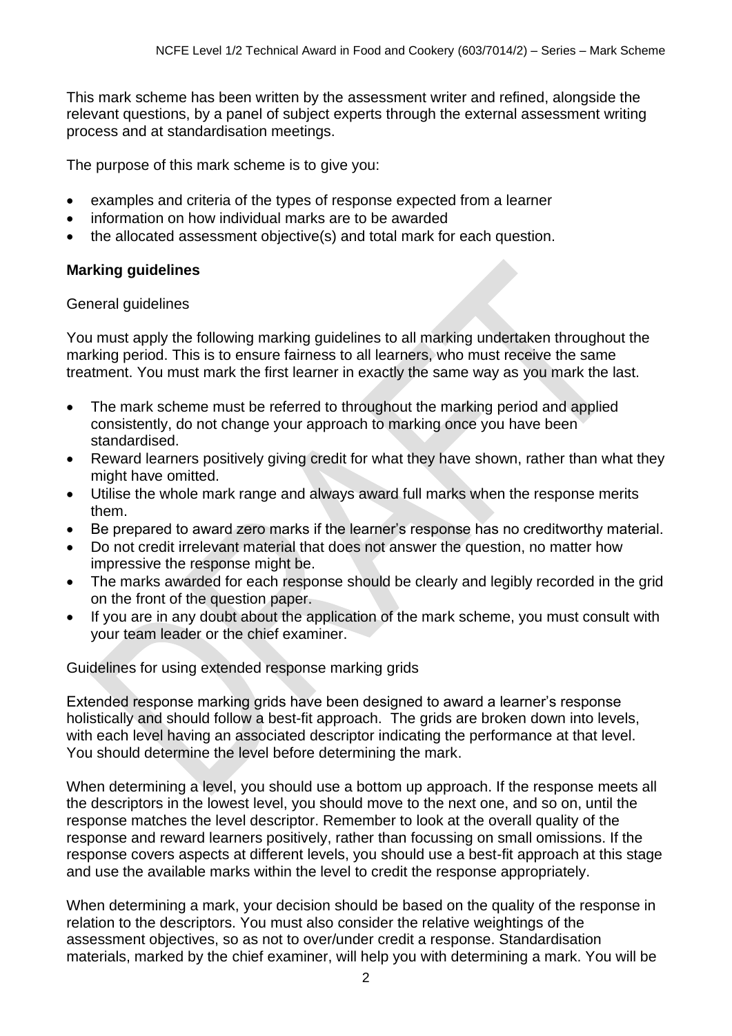This mark scheme has been written by the assessment writer and refined, alongside the relevant questions, by a panel of subject experts through the external assessment writing process and at standardisation meetings.

The purpose of this mark scheme is to give you:

- examples and criteria of the types of response expected from a learner
- information on how individual marks are to be awarded
- the allocated assessment objective(s) and total mark for each question.

**Marking guidelines**

General guidelines

You must apply the following marking guidelines to all marking undertaken throughout the marking period. This is to ensure fairness to all learners, who must receive the same treatment. You must mark the first learner in exactly the same way as you mark the last.

- The mark scheme must be referred to throughout the marking period and applied consistently, do not change your approach to marking once you have been standardised.
- Reward learners positively giving credit for what they have shown, rather than what they might have omitted.
- Utilise the whole mark range and always award full marks when the response merits them.
- Be prepared to award zero marks if the learner's response has no creditworthy material.
- Do not credit irrelevant material that does not answer the question, no matter how impressive the response might be.
- The marks awarded for each response should be clearly and legibly recorded in the grid on the front of the question paper.
- If you are in any doubt about the application of the mark scheme, you must consult with your team leader or the chief examiner.

Guidelines for using extended response marking grids

Extended response marking grids have been designed to award a learner's response holistically and should follow a best-fit approach. The grids are broken down into levels, with each level having an associated descriptor indicating the performance at that level. You should determine the level before determining the mark.

When determining a level, you should use a bottom up approach. If the response meets all the descriptors in the lowest level, you should move to the next one, and so on, until the response matches the level descriptor. Remember to look at the overall quality of the response and reward learners positively, rather than focussing on small omissions. If the response covers aspects at different levels, you should use a best-fit approach at this stage and use the available marks within the level to credit the response appropriately.

When determining a mark, your decision should be based on the quality of the response in relation to the descriptors. You must also consider the relative weightings of the assessment objectives, so as not to over/under credit a response. Standardisation materials, marked by the chief examiner, will help you with determining a mark. You will be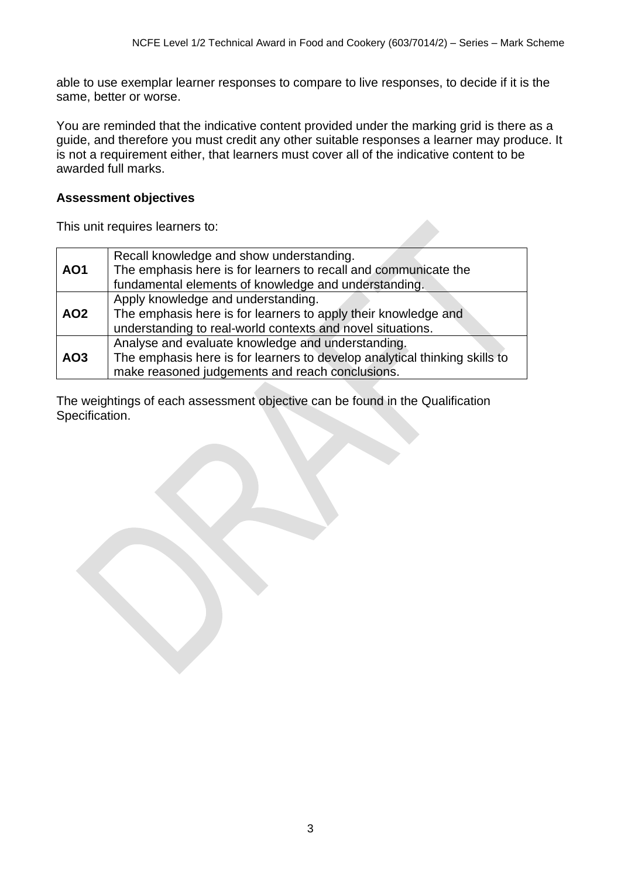able to use exemplar learner responses to compare to live responses, to decide if it is the same, better or worse.

You are reminded that the indicative content provided under the marking grid is there as a guide, and therefore you must credit any other suitable responses a learner may produce. It is not a requirement either, that learners must cover all of the indicative content to be awarded full marks.

## Assessment objectives

This unit requires learners to:

| | |
|---|---|
| **AO1** | Recall knowledge and show understanding.<br>The emphasis here is for learners to recall and communicate the fundamental elements of knowledge and understanding. |
| **AO2** | Apply knowledge and understanding.<br>The emphasis here is for learners to apply their knowledge and understanding to real-world contexts and novel situations. |
| **AO3** | Analyse and evaluate knowledge and understanding.<br>The emphasis here is for learners to develop analytical thinking skills to make reasoned judgements and reach conclusions. |

The weightings of each assessment objective can be found in the Qualification Specification.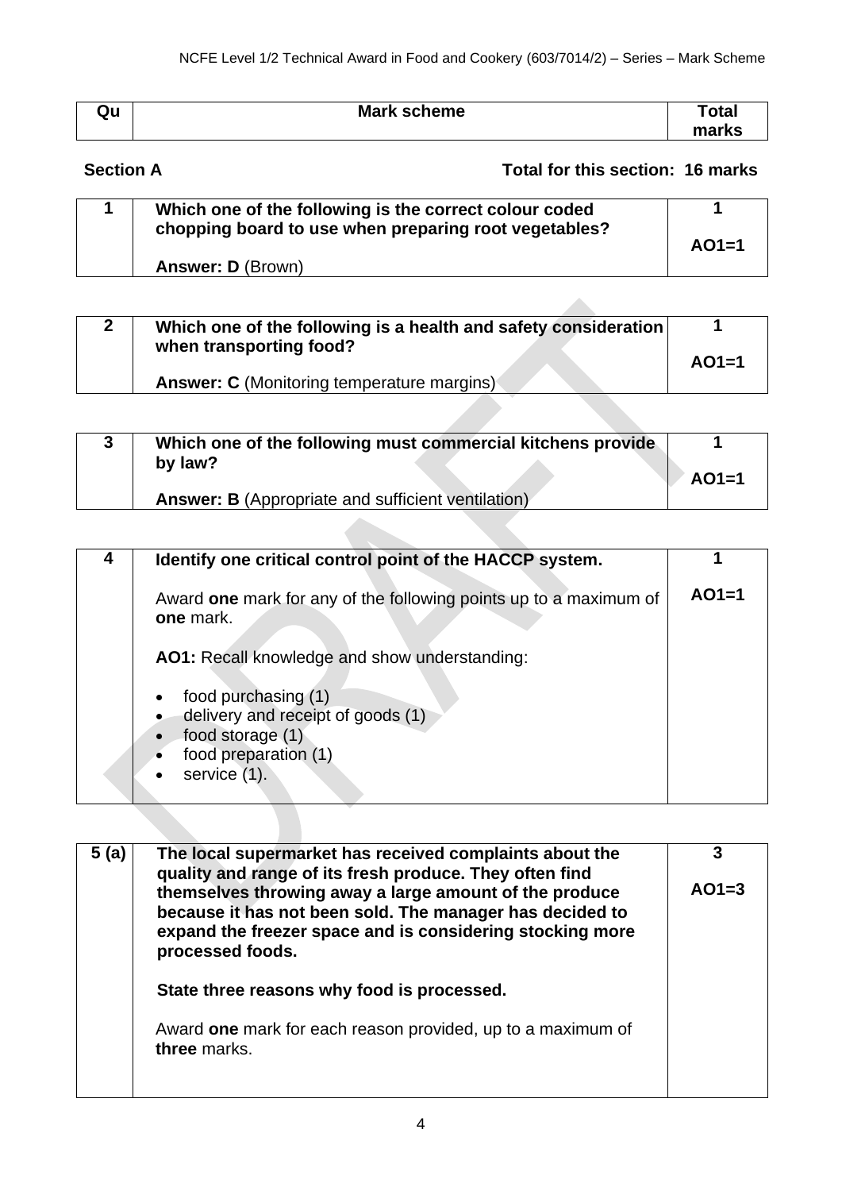| Qu | Mark scheme | Total marks |
|---|---|---|

**Section A** **Total for this section: 16 marks**

| 1 | **Which one of the following is the correct colour coded chopping board to use when preparing root vegetables?**<br><br>**Answer: D** (Brown) | **1**<br><br>**AO1=1** |
|---|---|---|

| 2 | **Which one of the following is a health and safety consideration when transporting food?**<br><br>**Answer: C** (Monitoring temperature margins) | **1**<br><br>**AO1=1** |
|---|---|---|

| 3 | **Which one of the following must commercial kitchens provide by law?**<br><br>**Answer: B** (Appropriate and sufficient ventilation) | **1**<br><br>**AO1=1** |
|---|---|---|

| 4 | **Identify one critical control point of the HACCP system.**<br><br>Award **one** mark for any of the following points up to a maximum of **one** mark.<br><br>**AO1:** Recall knowledge and show understanding:<br><br>• food purchasing (1)<br>• delivery and receipt of goods (1)<br>• food storage (1)<br>• food preparation (1)<br>• service (1). | **1**<br><br>**AO1=1** |
|---|---|---|

| 5 (a) | **The local supermarket has received complaints about the quality and range of its fresh produce. They often find themselves throwing away a large amount of the produce because it has not been sold. The manager has decided to expand the freezer space and is considering stocking more processed foods.**<br><br>**State three reasons why food is processed.**<br><br>Award **one** mark for each reason provided, up to a maximum of **three** marks. | **3**<br><br>**AO1=3** |
|---|---|---|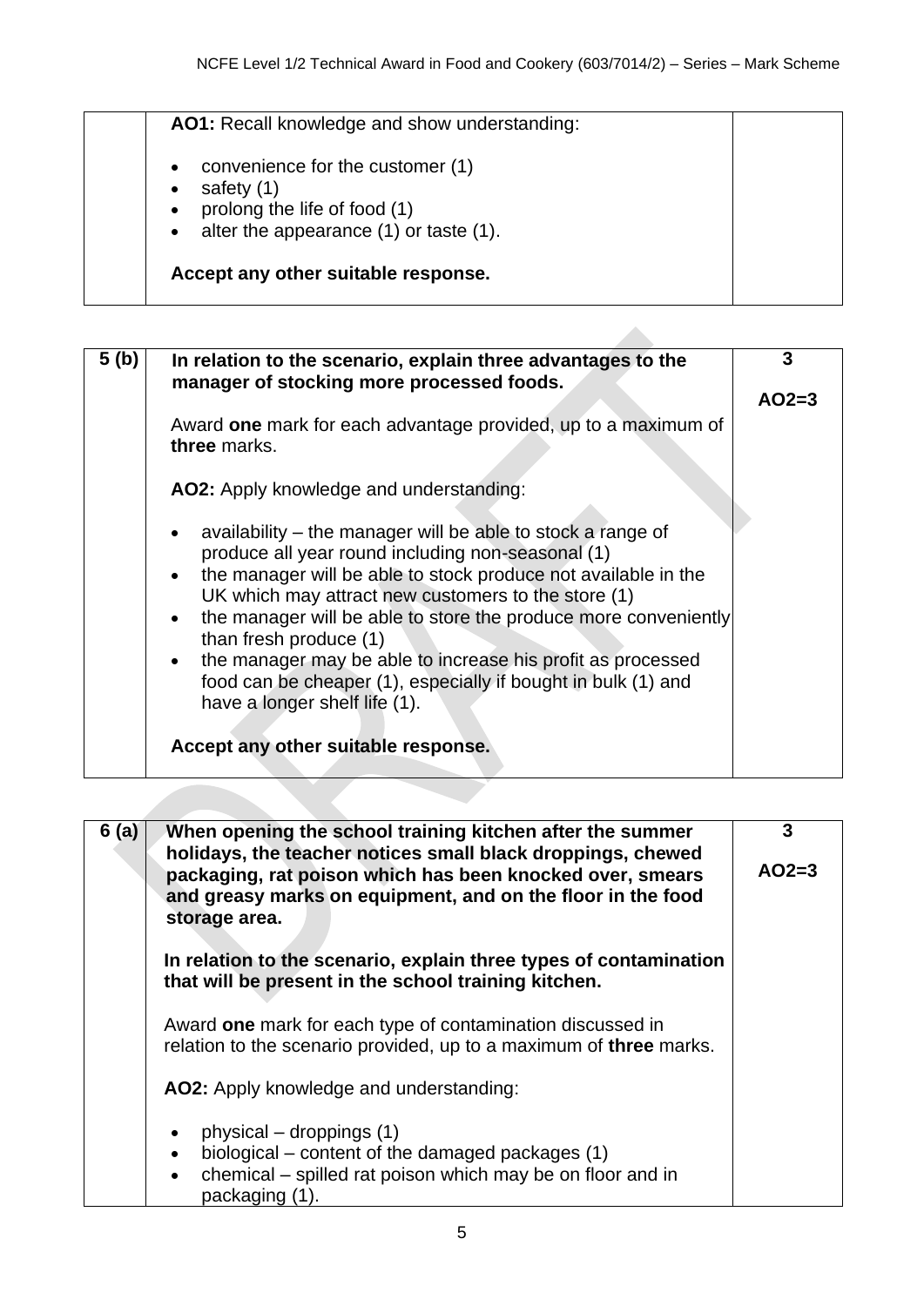| | | |
|---|---|---|
| | **AO1:** Recall knowledge and show understanding:<br><br>• convenience for the customer (1)<br>• safety (1)<br>• prolong the life of food (1)<br>• alter the appearance (1) or taste (1).<br><br>**Accept any other suitable response.** | |

| | | |
|---|---|---|
| **5 (b)** | **In relation to the scenario, explain three advantages to the manager of stocking more processed foods.**<br><br>Award **one** mark for each advantage provided, up to a maximum of **three** marks.<br><br>**AO2:** Apply knowledge and understanding:<br><br>• availability – the manager will be able to stock a range of produce all year round including non-seasonal (1)<br>• the manager will be able to stock produce not available in the UK which may attract new customers to the store (1)<br>• the manager will be able to store the produce more conveniently than fresh produce (1)<br>• the manager may be able to increase his profit as processed food can be cheaper (1), especially if bought in bulk (1) and have a longer shelf life (1).<br><br>**Accept any other suitable response.** | **3**<br><br>**AO2=3** |

| | | |
|---|---|---|
| **6 (a)** | **When opening the school training kitchen after the summer holidays, the teacher notices small black droppings, chewed packaging, rat poison which has been knocked over, smears and greasy marks on equipment, and on the floor in the food storage area.**<br><br>**In relation to the scenario, explain three types of contamination that will be present in the school training kitchen.**<br><br>Award **one** mark for each type of contamination discussed in relation to the scenario provided, up to a maximum of **three** marks.<br><br>**AO2:** Apply knowledge and understanding:<br><br>• physical – droppings (1)<br>• biological – content of the damaged packages (1)<br>• chemical – spilled rat poison which may be on floor and in packaging (1). | **3**<br><br>**AO2=3** |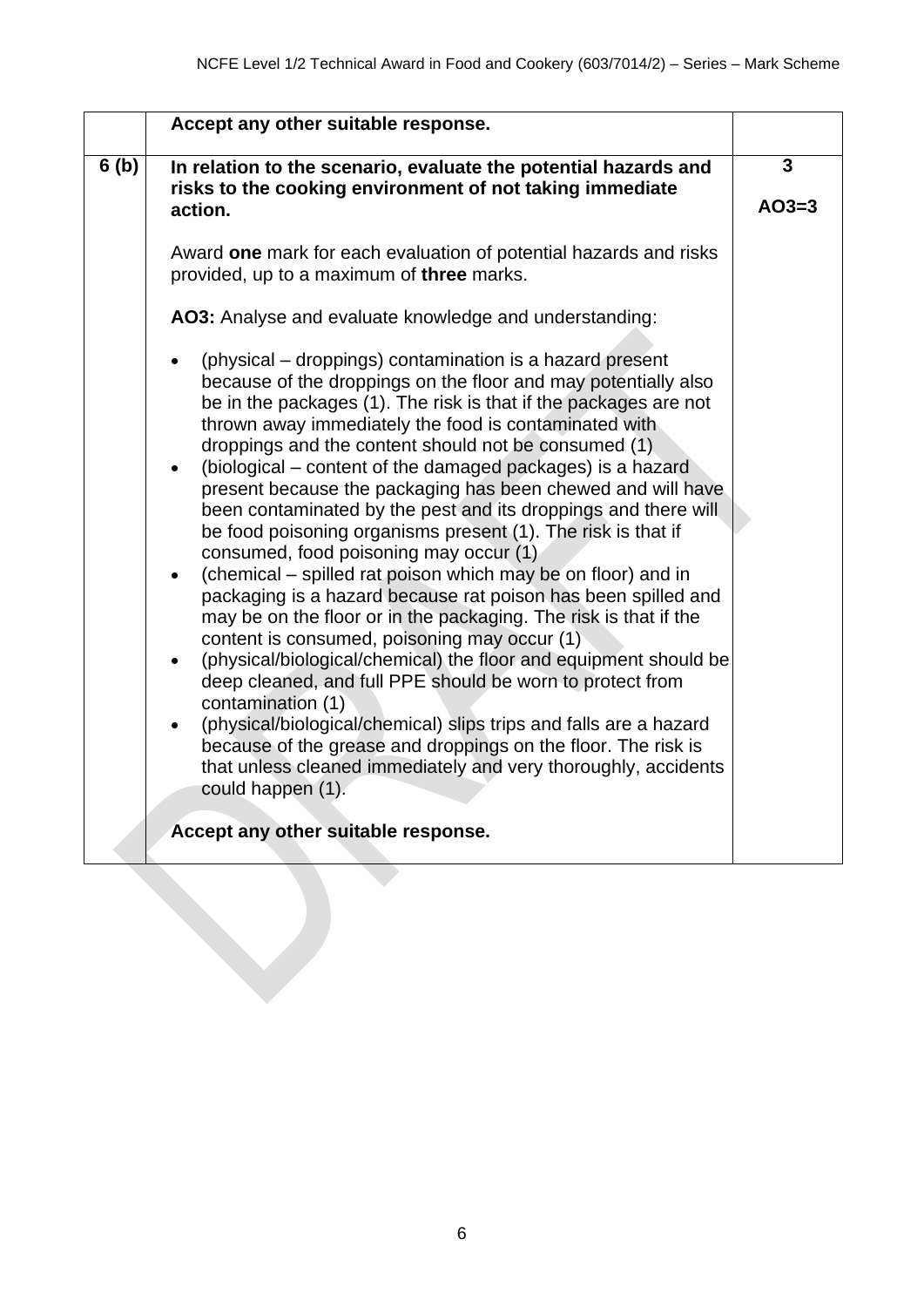|  | Accept any other suitable response. |  |
|---|---|---|
| 6 (b) | **In relation to the scenario, evaluate the potential hazards and risks to the cooking environment of not taking immediate action.**<br><br>Award **one** mark for each evaluation of potential hazards and risks provided, up to a maximum of **three** marks.<br><br>**AO3:** Analyse and evaluate knowledge and understanding:<br><br>• (physical – droppings) contamination is a hazard present because of the droppings on the floor and may potentially also be in the packages (1). The risk is that if the packages are not thrown away immediately the food is contaminated with droppings and the content should not be consumed (1)<br>• (biological – content of the damaged packages) is a hazard present because the packaging has been chewed and will have been contaminated by the pest and its droppings and there will be food poisoning organisms present (1). The risk is that if consumed, food poisoning may occur (1)<br>• (chemical – spilled rat poison which may be on floor) and in packaging is a hazard because rat poison has been spilled and may be on the floor or in the packaging. The risk is that if the content is consumed, poisoning may occur (1)<br>• (physical/biological/chemical) the floor and equipment should be deep cleaned, and full PPE should be worn to protect from contamination (1)<br>• (physical/biological/chemical) slips trips and falls are a hazard because of the grease and droppings on the floor. The risk is that unless cleaned immediately and very thoroughly, accidents could happen (1).<br><br>**Accept any other suitable response.** | **3**<br><br>**AO3=3** |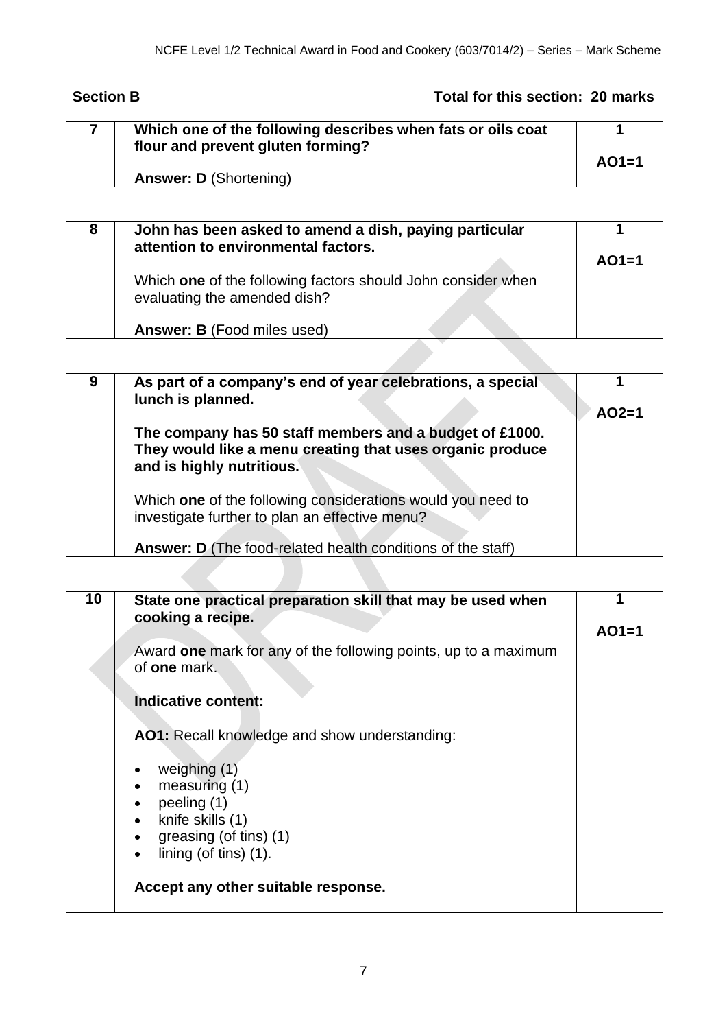**Section B** **Total for this section: 20 marks**

| | | |
|---|---|---|
| **7** | **Which one of the following describes when fats or oils coat flour and prevent gluten forming?**<br><br>**Answer: D** (Shortening) | **1**<br><br>**AO1=1** |

| | | |
|---|---|---|
| **8** | **John has been asked to amend a dish, paying particular attention to environmental factors.**<br><br>Which **one** of the following factors should John consider when evaluating the amended dish?<br><br>**Answer: B** (Food miles used) | **1**<br><br>**AO1=1** |

| | | |
|---|---|---|
| **9** | **As part of a company's end of year celebrations, a special lunch is planned.**<br><br>**The company has 50 staff members and a budget of £1000. They would like a menu creating that uses organic produce and is highly nutritious.**<br><br>Which **one** of the following considerations would you need to investigate further to plan an effective menu?<br><br>**Answer: D** (The food-related health conditions of the staff) | **1**<br><br>**AO2=1** |

| | | |
|---|---|---|
| **10** | **State one practical preparation skill that may be used when cooking a recipe.**<br><br>Award **one** mark for any of the following points, up to a maximum of **one** mark.<br><br>**Indicative content:**<br><br>**AO1:** Recall knowledge and show understanding:<br><br>• weighing (1)<br>• measuring (1)<br>• peeling (1)<br>• knife skills (1)<br>• greasing (of tins) (1)<br>• lining (of tins) (1).<br><br>**Accept any other suitable response.** | **1**<br><br>**AO1=1** |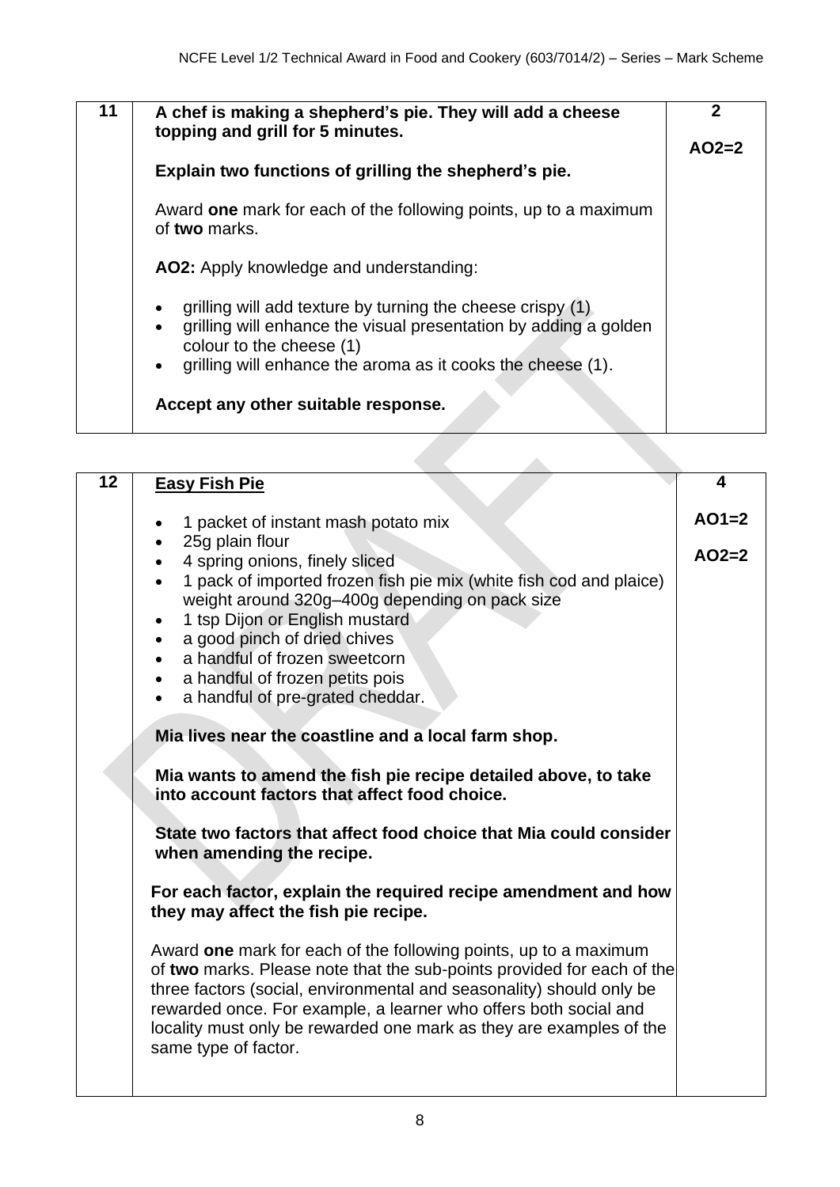| | | |
|---|---|---|
| 11 | **A chef is making a shepherd's pie. They will add a cheese topping and grill for 5 minutes.**<br><br>**Explain two functions of grilling the shepherd's pie.**<br><br>Award **one** mark for each of the following points, up to a maximum of **two** marks.<br><br>**AO2:** Apply knowledge and understanding:<br><br>• grilling will add texture by turning the cheese crispy (1)<br>• grilling will enhance the visual presentation by adding a golden colour to the cheese (1)<br>• grilling will enhance the aroma as it cooks the cheese (1).<br><br>**Accept any other suitable response.** | **2**<br><br>**AO2=2** |

| | | |
|---|---|---|
| 12 | **Easy Fish Pie**<br><br>• 1 packet of instant mash potato mix<br>• 25g plain flour<br>• 4 spring onions, finely sliced<br>• 1 pack of imported frozen fish pie mix (white fish cod and plaice) weight around 320g–400g depending on pack size<br>• 1 tsp Dijon or English mustard<br>• a good pinch of dried chives<br>• a handful of frozen sweetcorn<br>• a handful of frozen petits pois<br>• a handful of pre-grated cheddar.<br><br>**Mia lives near the coastline and a local farm shop.**<br><br>**Mia wants to amend the fish pie recipe detailed above, to take into account factors that affect food choice.**<br><br>**State two factors that affect food choice that Mia could consider when amending the recipe.**<br><br>**For each factor, explain the required recipe amendment and how they may affect the fish pie recipe.**<br><br>Award **one** mark for each of the following points, up to a maximum of **two** marks. Please note that the sub-points provided for each of the three factors (social, environmental and seasonality) should only be rewarded once. For example, a learner who offers both social and locality must only be rewarded one mark as they are examples of the same type of factor. | **4**<br><br>**AO1=2**<br><br>**AO2=2** |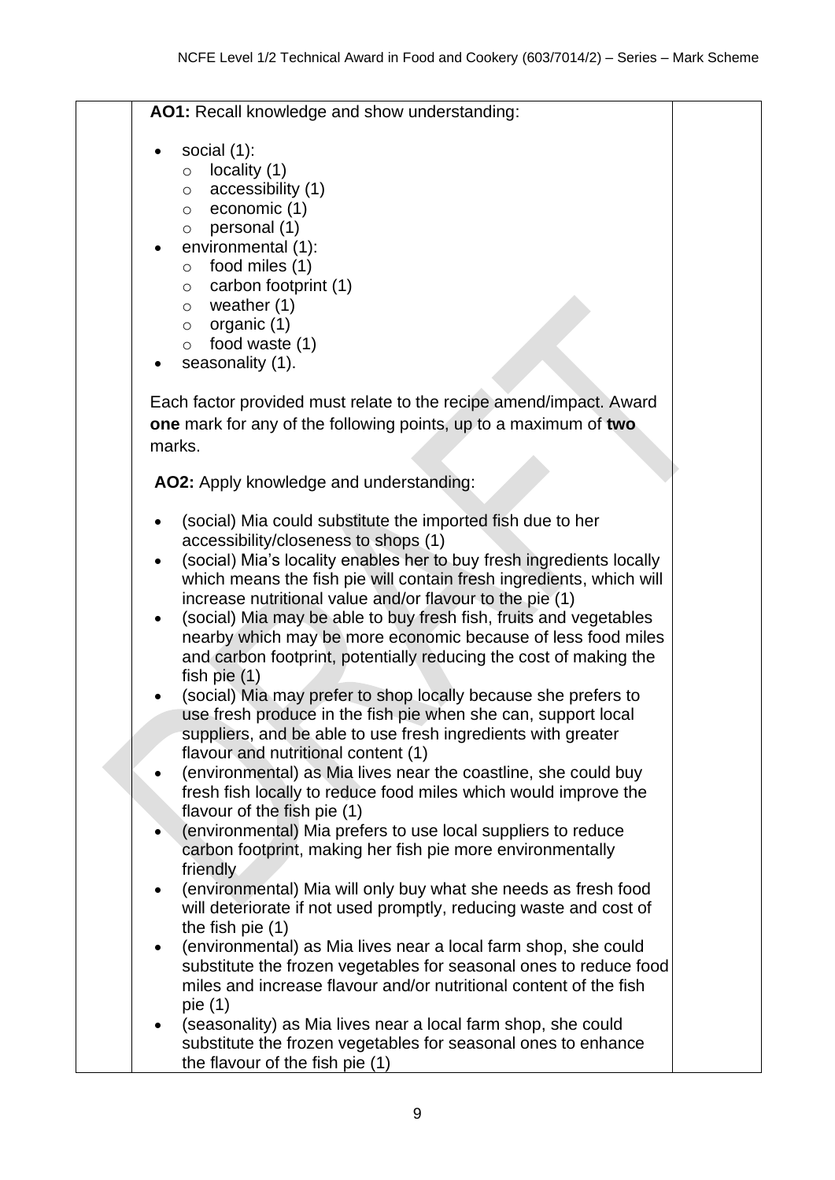**AO1:** Recall knowledge and show understanding:

- social (1):
  - locality (1)
  - accessibility (1)
  - economic (1)
  - personal (1)
- environmental (1):
  - food miles (1)
  - carbon footprint (1)
  - weather (1)
  - organic (1)
  - food waste (1)
- seasonality (1).

Each factor provided must relate to the recipe amend/impact. Award **one** mark for any of the following points, up to a maximum of **two** marks.

**AO2:** Apply knowledge and understanding:

- (social) Mia could substitute the imported fish due to her accessibility/closeness to shops (1)
- (social) Mia's locality enables her to buy fresh ingredients locally which means the fish pie will contain fresh ingredients, which will increase nutritional value and/or flavour to the pie (1)
- (social) Mia may be able to buy fresh fish, fruits and vegetables nearby which may be more economic because of less food miles and carbon footprint, potentially reducing the cost of making the fish pie (1)
- (social) Mia may prefer to shop locally because she prefers to use fresh produce in the fish pie when she can, support local suppliers, and be able to use fresh ingredients with greater flavour and nutritional content (1)
- (environmental) as Mia lives near the coastline, she could buy fresh fish locally to reduce food miles which would improve the flavour of the fish pie (1)
- (environmental) Mia prefers to use local suppliers to reduce carbon footprint, making her fish pie more environmentally friendly
- (environmental) Mia will only buy what she needs as fresh food will deteriorate if not used promptly, reducing waste and cost of the fish pie (1)
- (environmental) as Mia lives near a local farm shop, she could substitute the frozen vegetables for seasonal ones to reduce food miles and increase flavour and/or nutritional content of the fish pie (1)
- (seasonality) as Mia lives near a local farm shop, she could substitute the frozen vegetables for seasonal ones to enhance the flavour of the fish pie (1)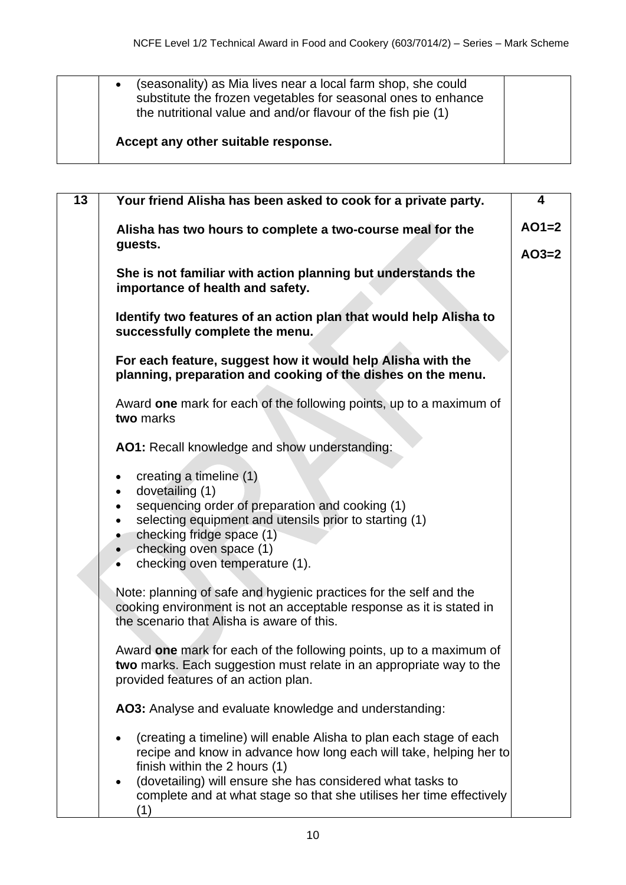| | | |
|---|---|---|
| | • (seasonality) as Mia lives near a local farm shop, she could substitute the frozen vegetables for seasonal ones to enhance the nutritional value and/or flavour of the fish pie (1)<br><br>**Accept any other suitable response.** | |

| | | |
|---|---|---|
| **13** | **Your friend Alisha has been asked to cook for a private party.**<br><br>**Alisha has two hours to complete a two-course meal for the guests.**<br><br>**She is not familiar with action planning but understands the importance of health and safety.**<br><br>**Identify two features of an action plan that would help Alisha to successfully complete the menu.**<br><br>**For each feature, suggest how it would help Alisha with the planning, preparation and cooking of the dishes on the menu.**<br><br>Award **one** mark for each of the following points, up to a maximum of **two** marks<br><br>**AO1:** Recall knowledge and show understanding:<br><br>• creating a timeline (1)<br>• dovetailing (1)<br>• sequencing order of preparation and cooking (1)<br>• selecting equipment and utensils prior to starting (1)<br>• checking fridge space (1)<br>• checking oven space (1)<br>• checking oven temperature (1).<br><br>Note: planning of safe and hygienic practices for the self and the cooking environment is not an acceptable response as it is stated in the scenario that Alisha is aware of this.<br><br>Award **one** mark for each of the following points, up to a maximum of **two** marks. Each suggestion must relate in an appropriate way to the provided features of an action plan.<br><br>**AO3:** Analyse and evaluate knowledge and understanding:<br><br>• (creating a timeline) will enable Alisha to plan each stage of each recipe and know in advance how long each will take, helping her to finish within the 2 hours (1)<br>• (dovetailing) will ensure she has considered what tasks to complete and at what stage so that she utilises her time effectively (1) | **4**<br><br>**AO1=2**<br><br>**AO3=2** |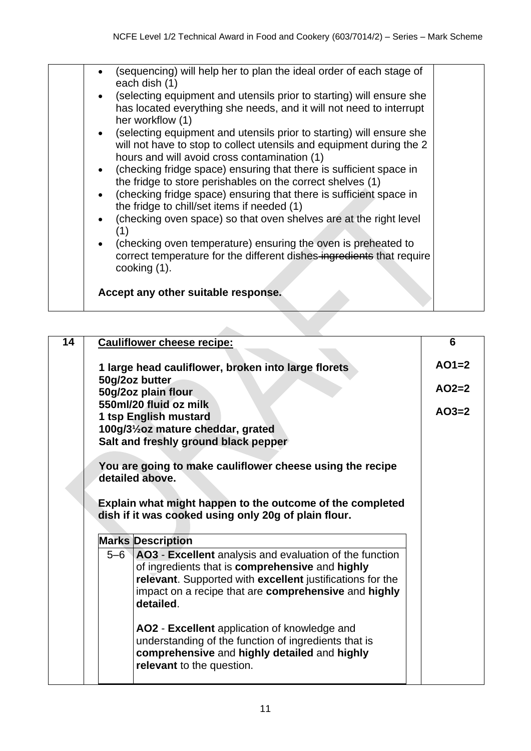- (sequencing) will help her to plan the ideal order of each stage of each dish (1)
- (selecting equipment and utensils prior to starting) will ensure she has located everything she needs, and it will not need to interrupt her workflow (1)
- (selecting equipment and utensils prior to starting) will ensure she will not have to stop to collect utensils and equipment during the 2 hours and will avoid cross contamination (1)
- (checking fridge space) ensuring that there is sufficient space in the fridge to store perishables on the correct shelves (1)
- (checking fridge space) ensuring that there is sufficient space in the fridge to chill/set items if needed (1)
- (checking oven space) so that oven shelves are at the right level (1)
- (checking oven temperature) ensuring the oven is preheated to correct temperature for the different dishes ~~ingredients~~ that require cooking (1).

**Accept any other suitable response.**

---

**14** — Marks: **6** (AO1=2, AO2=2, AO3=2)

**Cauliflower cheese recipe:**

**1 large head cauliflower, broken into large florets**
**50g/2oz butter**
**50g/2oz plain flour**
**550ml/20 fluid oz milk**
**1 tsp English mustard**
**100g/3½oz mature cheddar, grated**
**Salt and freshly ground black pepper**

**You are going to make cauliflower cheese using the recipe detailed above.**

**Explain what might happen to the outcome of the completed dish if it was cooked using only 20g of plain flour.**

| Marks | Description |
|---|---|
| 5–6 | **AO3** - **Excellent** analysis and evaluation of the function of ingredients that is **comprehensive** and **highly relevant**. Supported with **excellent** justifications for the impact on a recipe that are **comprehensive** and **highly detailed**.<br><br>**AO2** - **Excellent** application of knowledge and understanding of the function of ingredients that is **comprehensive** and **highly detailed** and **highly relevant** to the question. |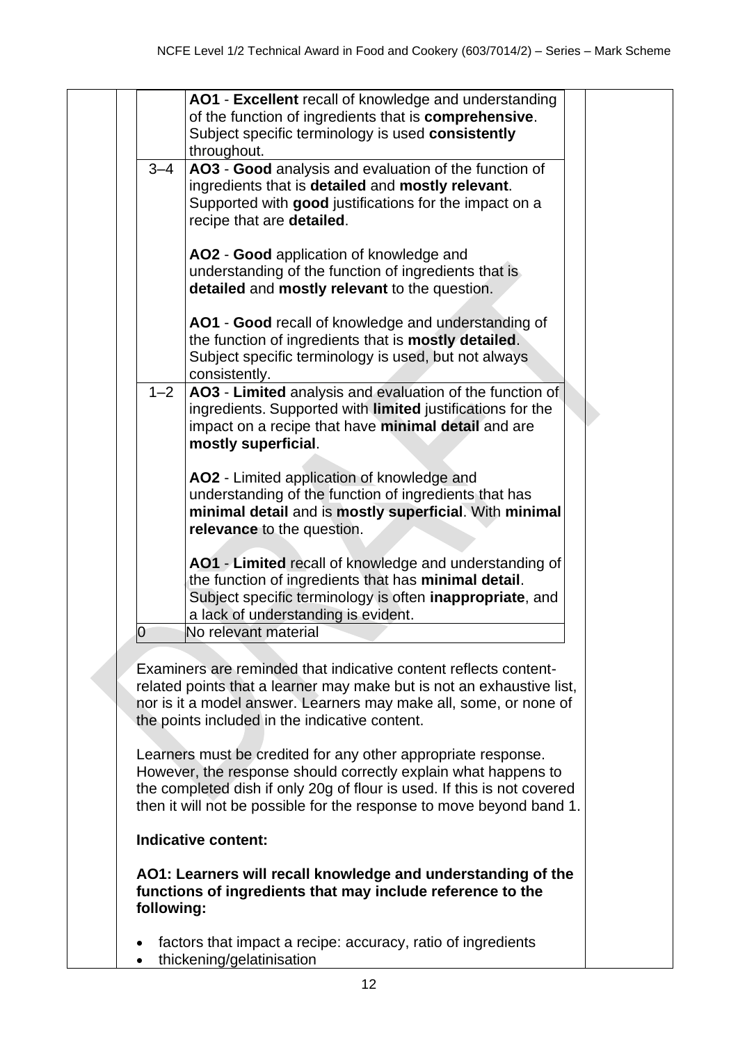| Mark | Descriptor |
|---|---|
| | **AO1** - **Excellent** recall of knowledge and understanding of the function of ingredients that is **comprehensive**. Subject specific terminology is used **consistently** throughout. |
| 3–4 | **AO3** - **Good** analysis and evaluation of the function of ingredients that is **detailed** and **mostly relevant**. Supported with **good** justifications for the impact on a recipe that are **detailed**.<br><br>**AO2** - **Good** application of knowledge and understanding of the function of ingredients that is **detailed** and **mostly relevant** to the question.<br><br>**AO1** - **Good** recall of knowledge and understanding of the function of ingredients that is **mostly detailed**. Subject specific terminology is used, but not always consistently. |
| 1–2 | **AO3** - **Limited** analysis and evaluation of the function of ingredients. Supported with **limited** justifications for the impact on a recipe that have **minimal detail** and are **mostly superficial**.<br><br>**AO2** - Limited application of knowledge and understanding of the function of ingredients that has **minimal detail** and is **mostly superficial**. With **minimal relevance** to the question.<br><br>**AO1** - **Limited** recall of knowledge and understanding of the function of ingredients that has **minimal detail**. Subject specific terminology is often **inappropriate**, and a lack of understanding is evident. |
| 0 | No relevant material |

Examiners are reminded that indicative content reflects content-related points that a learner may make but is not an exhaustive list, nor is it a model answer. Learners may make all, some, or none of the points included in the indicative content.

Learners must be credited for any other appropriate response. However, the response should correctly explain what happens to the completed dish if only 20g of flour is used. If this is not covered then it will not be possible for the response to move beyond band 1.

**Indicative content:**

**AO1: Learners will recall knowledge and understanding of the functions of ingredients that may include reference to the following:**

- factors that impact a recipe: accuracy, ratio of ingredients
- thickening/gelatinisation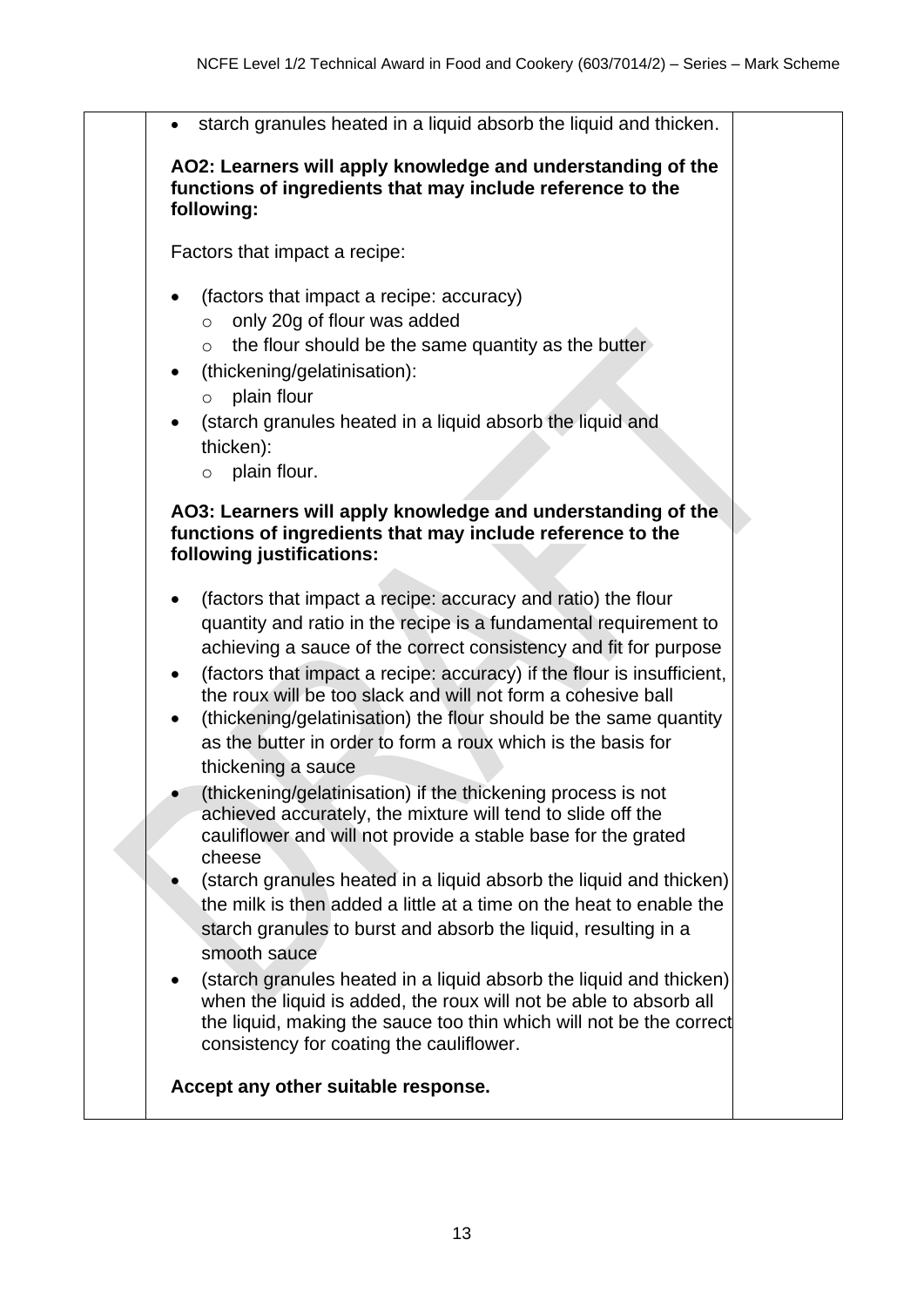| | • starch granules heated in a liquid absorb the liquid and thicken.<br><br>**AO2: Learners will apply knowledge and understanding of the functions of ingredients that may include reference to the following:**<br><br>Factors that impact a recipe:<br><br>• (factors that impact a recipe: accuracy)<br>&nbsp;&nbsp;&nbsp;&nbsp;○ only 20g of flour was added<br>&nbsp;&nbsp;&nbsp;&nbsp;○ the flour should be the same quantity as the butter<br>• (thickening/gelatinisation):<br>&nbsp;&nbsp;&nbsp;&nbsp;○ plain flour<br>• (starch granules heated in a liquid absorb the liquid and thicken):<br>&nbsp;&nbsp;&nbsp;&nbsp;○ plain flour.<br><br>**AO3: Learners will apply knowledge and understanding of the functions of ingredients that may include reference to the following justifications:**<br><br>• (factors that impact a recipe: accuracy and ratio) the flour quantity and ratio in the recipe is a fundamental requirement to achieving a sauce of the correct consistency and fit for purpose<br>• (factors that impact a recipe: accuracy) if the flour is insufficient, the roux will be too slack and will not form a cohesive ball<br>• (thickening/gelatinisation) the flour should be the same quantity as the butter in order to form a roux which is the basis for thickening a sauce<br>• (thickening/gelatinisation) if the thickening process is not achieved accurately, the mixture will tend to slide off the cauliflower and will not provide a stable base for the grated cheese<br>• (starch granules heated in a liquid absorb the liquid and thicken) the milk is then added a little at a time on the heat to enable the starch granules to burst and absorb the liquid, resulting in a smooth sauce<br>• (starch granules heated in a liquid absorb the liquid and thicken) when the liquid is added, the roux will not be able to absorb all the liquid, making the sauce too thin which will not be the correct consistency for coating the cauliflower.<br><br>**Accept any other suitable response.** | |
|---|---|---|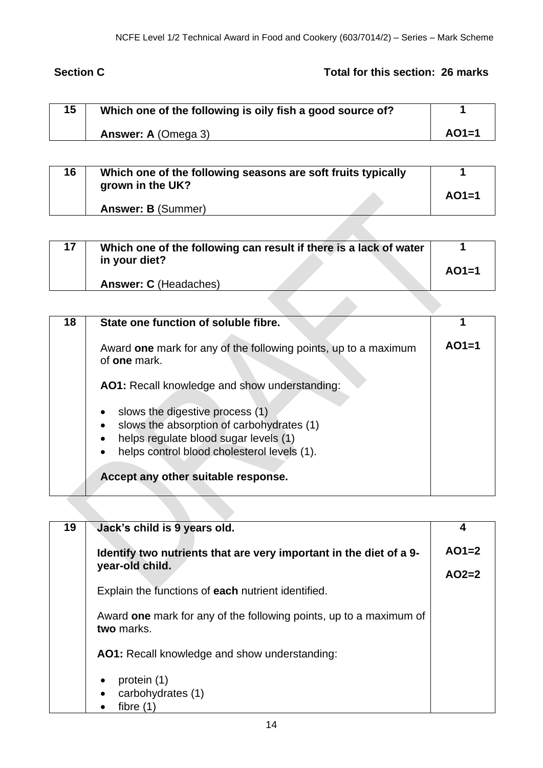**Section C** **Total for this section: 26 marks**

| 15 | **Which one of the following is oily fish a good source of?**<br><br>**Answer: A** (Omega 3) | **1**<br><br>**AO1=1** |
|---|---|---|

| 16 | **Which one of the following seasons are soft fruits typically grown in the UK?**<br><br>**Answer: B** (Summer) | **1**<br><br>**AO1=1** |
|---|---|---|

| 17 | **Which one of the following can result if there is a lack of water in your diet?**<br><br>**Answer: C** (Headaches) | **1**<br><br>**AO1=1** |
|---|---|---|

| 18 | **State one function of soluble fibre.**<br><br>Award **one** mark for any of the following points, up to a maximum of **one** mark.<br><br>**AO1:** Recall knowledge and show understanding:<br><br>• slows the digestive process (1)<br>• slows the absorption of carbohydrates (1)<br>• helps regulate blood sugar levels (1)<br>• helps control blood cholesterol levels (1).<br><br>**Accept any other suitable response.** | **1**<br><br>**AO1=1** |
|---|---|---|

| 19 | **Jack's child is 9 years old.**<br><br>**Identify two nutrients that are very important in the diet of a 9-year-old child.**<br><br>Explain the functions of **each** nutrient identified.<br><br>Award **one** mark for any of the following points, up to a maximum of **two** marks.<br><br>**AO1:** Recall knowledge and show understanding:<br><br>• protein (1)<br>• carbohydrates (1)<br>• fibre (1) | **4**<br><br>**AO1=2**<br><br>**AO2=2** |
|---|---|---|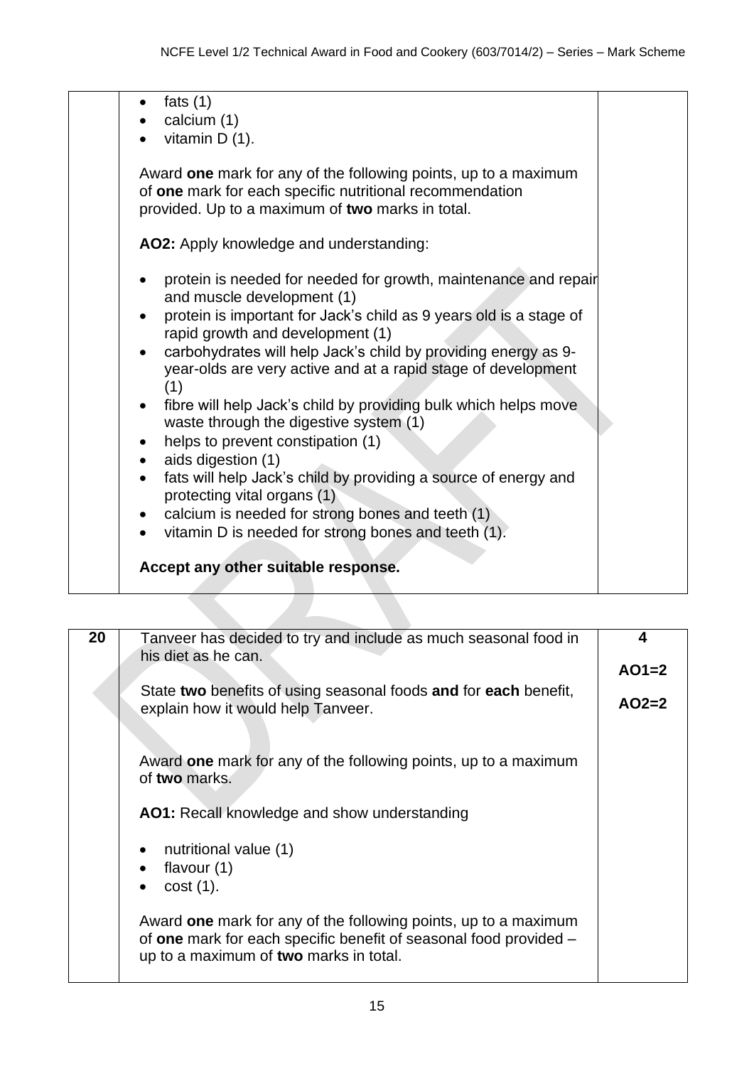| | | |
|---|---|---|
| | • fats (1)<br>• calcium (1)<br>• vitamin D (1).<br><br>Award **one** mark for any of the following points, up to a maximum of **one** mark for each specific nutritional recommendation provided. Up to a maximum of **two** marks in total.<br><br>**AO2:** Apply knowledge and understanding:<br><br>• protein is needed for needed for growth, maintenance and repair and muscle development (1)<br>• protein is important for Jack's child as 9 years old is a stage of rapid growth and development (1)<br>• carbohydrates will help Jack's child by providing energy as 9-year-olds are very active and at a rapid stage of development (1)<br>• fibre will help Jack's child by providing bulk which helps move waste through the digestive system (1)<br>• helps to prevent constipation (1)<br>• aids digestion (1)<br>• fats will help Jack's child by providing a source of energy and protecting vital organs (1)<br>• calcium is needed for strong bones and teeth (1)<br>• vitamin D is needed for strong bones and teeth (1).<br><br>**Accept any other suitable response.** | |

| | | |
|---|---|---|
| **20** | Tanveer has decided to try and include as much seasonal food in his diet as he can.<br><br>State **two** benefits of using seasonal foods **and** for **each** benefit, explain how it would help Tanveer.<br><br>Award **one** mark for any of the following points, up to a maximum of **two** marks.<br><br>**AO1:** Recall knowledge and show understanding<br><br>• nutritional value (1)<br>• flavour (1)<br>• cost (1).<br><br>Award **one** mark for any of the following points, up to a maximum of **one** mark for each specific benefit of seasonal food provided – up to a maximum of **two** marks in total. | **4**<br><br>**AO1=2**<br><br>**AO2=2** |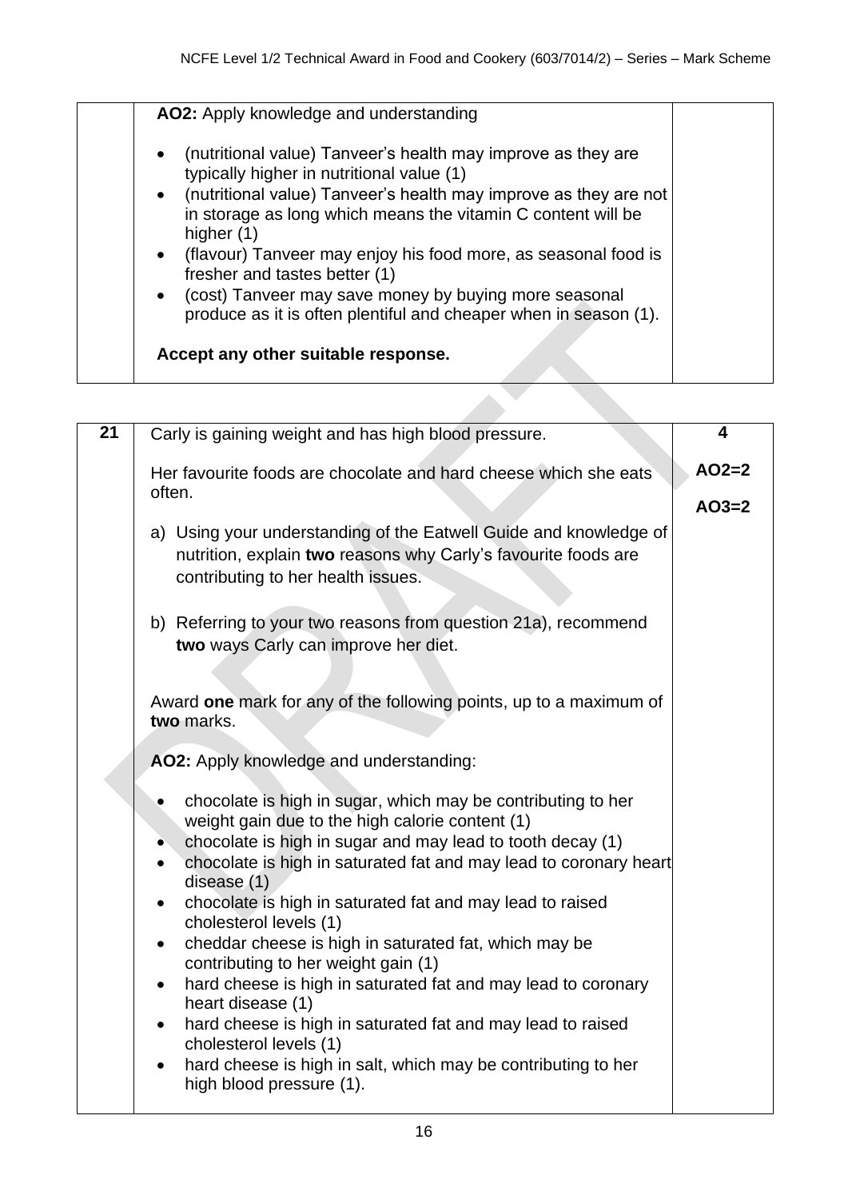| | | |
|---|---|---|
| | **AO2:** Apply knowledge and understanding<br><br>• (nutritional value) Tanveer's health may improve as they are typically higher in nutritional value (1)<br>• (nutritional value) Tanveer's health may improve as they are not in storage as long which means the vitamin C content will be higher (1)<br>• (flavour) Tanveer may enjoy his food more, as seasonal food is fresher and tastes better (1)<br>• (cost) Tanveer may save money by buying more seasonal produce as it is often plentiful and cheaper when in season (1).<br><br>**Accept any other suitable response.** | |

| | | |
|---|---|---|
| **21** | Carly is gaining weight and has high blood pressure.<br><br>Her favourite foods are chocolate and hard cheese which she eats often.<br><br>a) Using your understanding of the Eatwell Guide and knowledge of nutrition, explain **two** reasons why Carly's favourite foods are contributing to her health issues.<br><br>b) Referring to your two reasons from question 21a), recommend **two** ways Carly can improve her diet.<br><br>Award **one** mark for any of the following points, up to a maximum of **two** marks.<br><br>**AO2:** Apply knowledge and understanding:<br><br>• chocolate is high in sugar, which may be contributing to her weight gain due to the high calorie content (1)<br>• chocolate is high in sugar and may lead to tooth decay (1)<br>• chocolate is high in saturated fat and may lead to coronary heart disease (1)<br>• chocolate is high in saturated fat and may lead to raised cholesterol levels (1)<br>• cheddar cheese is high in saturated fat, which may be contributing to her weight gain (1)<br>• hard cheese is high in saturated fat and may lead to coronary heart disease (1)<br>• hard cheese is high in saturated fat and may lead to raised cholesterol levels (1)<br>• hard cheese is high in salt, which may be contributing to her high blood pressure (1). | **4**<br><br>**AO2=2**<br><br>**AO3=2** |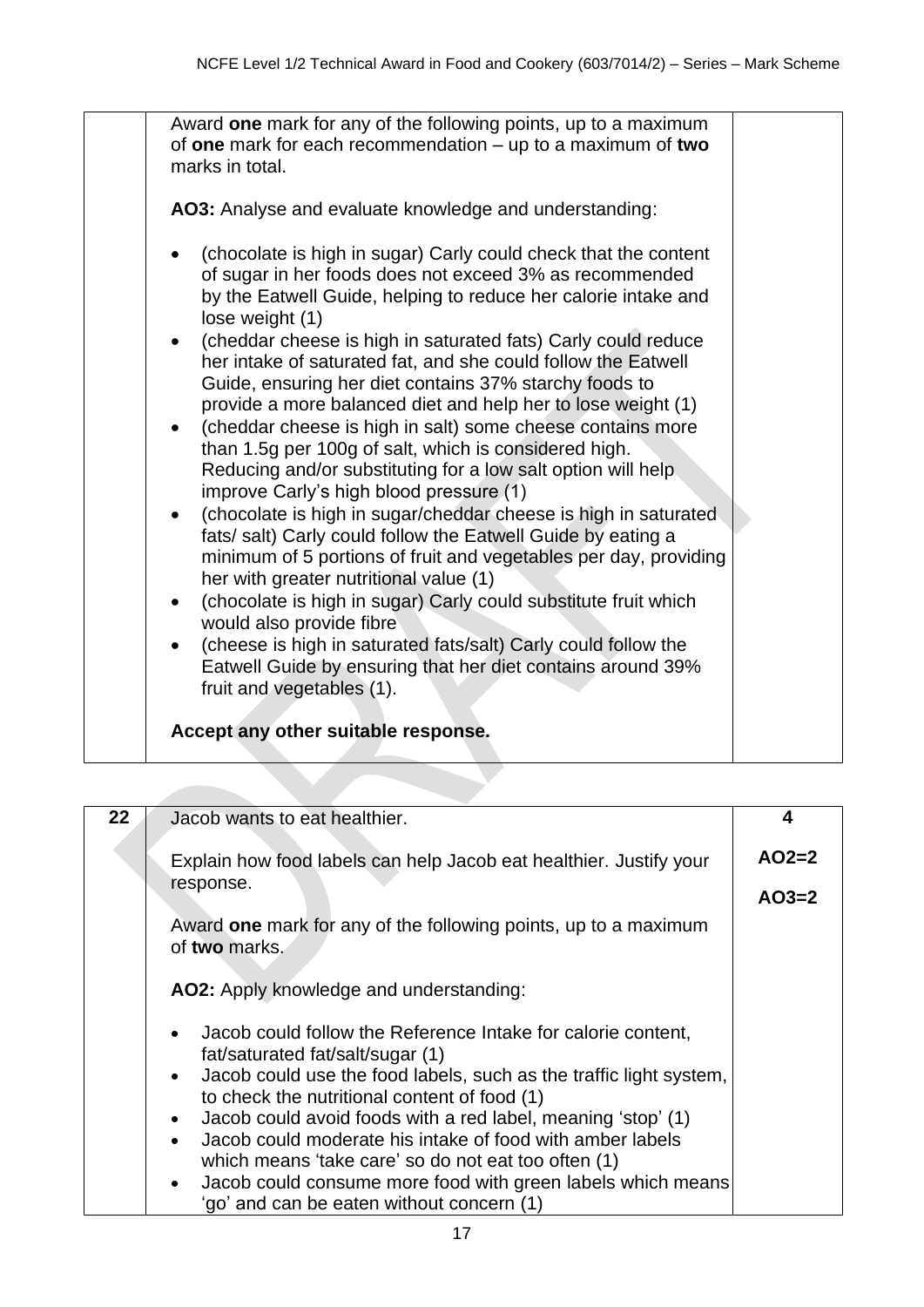| | | |
|---|---|---|
| | Award **one** mark for any of the following points, up to a maximum of **one** mark for each recommendation – up to a maximum of **two** marks in total.<br><br>**AO3:** Analyse and evaluate knowledge and understanding:<br><br>• (chocolate is high in sugar) Carly could check that the content of sugar in her foods does not exceed 3% as recommended by the Eatwell Guide, helping to reduce her calorie intake and lose weight (1)<br>• (cheddar cheese is high in saturated fats) Carly could reduce her intake of saturated fat, and she could follow the Eatwell Guide, ensuring her diet contains 37% starchy foods to provide a more balanced diet and help her to lose weight (1)<br>• (cheddar cheese is high in salt) some cheese contains more than 1.5g per 100g of salt, which is considered high. Reducing and/or substituting for a low salt option will help improve Carly's high blood pressure (1)<br>• (chocolate is high in sugar/cheddar cheese is high in saturated fats/ salt) Carly could follow the Eatwell Guide by eating a minimum of 5 portions of fruit and vegetables per day, providing her with greater nutritional value (1)<br>• (chocolate is high in sugar) Carly could substitute fruit which would also provide fibre<br>• (cheese is high in saturated fats/salt) Carly could follow the Eatwell Guide by ensuring that her diet contains around 39% fruit and vegetables (1).<br><br>**Accept any other suitable response.** | |

| | | |
|---|---|---|
| **22** | Jacob wants to eat healthier.<br><br>Explain how food labels can help Jacob eat healthier. Justify your response.<br><br>Award **one** mark for any of the following points, up to a maximum of **two** marks.<br><br>**AO2:** Apply knowledge and understanding:<br><br>• Jacob could follow the Reference Intake for calorie content, fat/saturated fat/salt/sugar (1)<br>• Jacob could use the food labels, such as the traffic light system, to check the nutritional content of food (1)<br>• Jacob could avoid foods with a red label, meaning 'stop' (1)<br>• Jacob could moderate his intake of food with amber labels which means 'take care' so do not eat too often (1)<br>• Jacob could consume more food with green labels which means 'go' and can be eaten without concern (1) | **4**<br><br>**AO2=2**<br><br>**AO3=2** |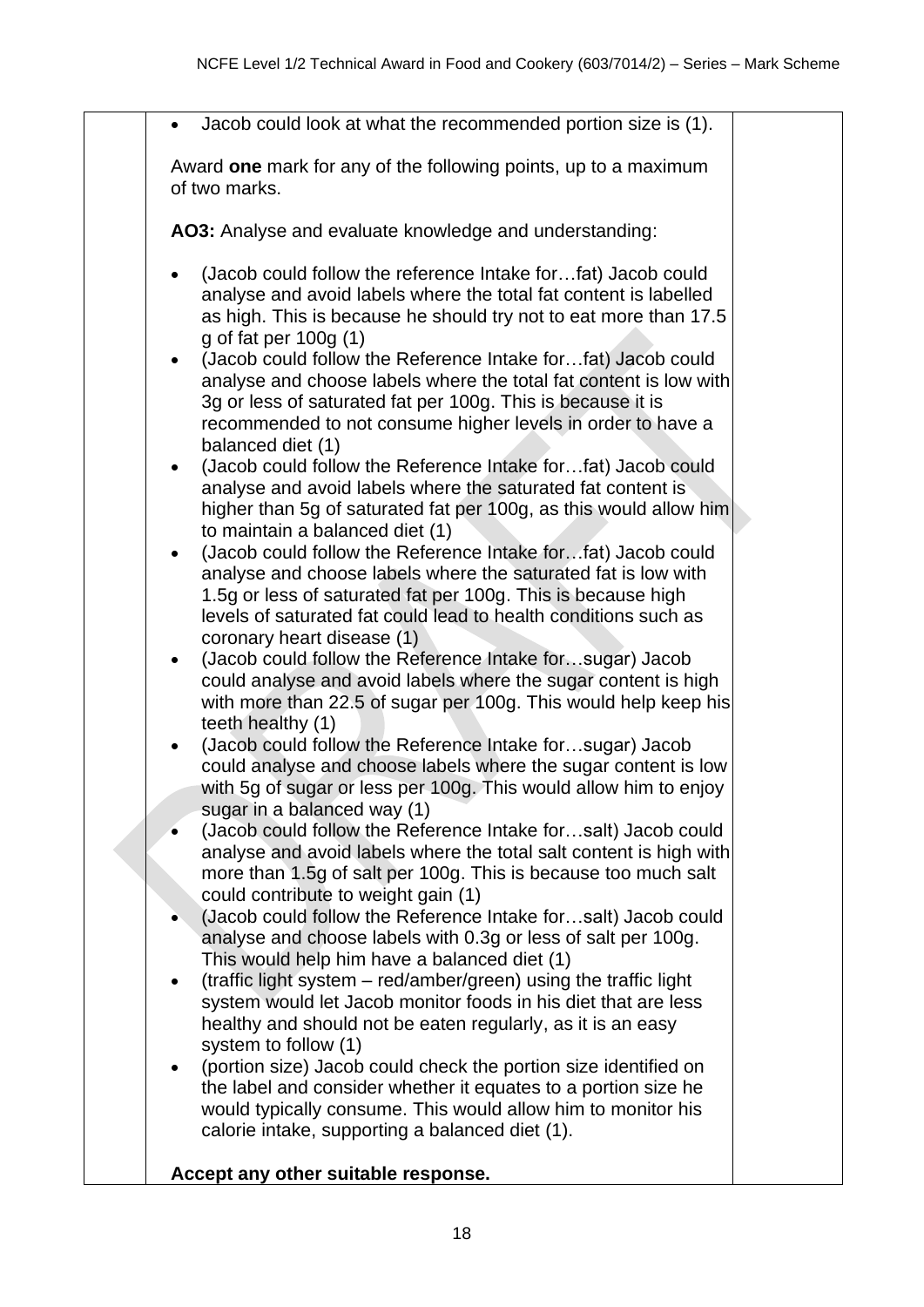- Jacob could look at what the recommended portion size is (1).

Award **one** mark for any of the following points, up to a maximum of two marks.

**AO3:** Analyse and evaluate knowledge and understanding:

- (Jacob could follow the reference Intake for…fat) Jacob could analyse and avoid labels where the total fat content is labelled as high. This is because he should try not to eat more than 17.5 g of fat per 100g (1)
- (Jacob could follow the Reference Intake for…fat) Jacob could analyse and choose labels where the total fat content is low with 3g or less of saturated fat per 100g. This is because it is recommended to not consume higher levels in order to have a balanced diet (1)
- (Jacob could follow the Reference Intake for…fat) Jacob could analyse and avoid labels where the saturated fat content is higher than 5g of saturated fat per 100g, as this would allow him to maintain a balanced diet (1)
- (Jacob could follow the Reference Intake for…fat) Jacob could analyse and choose labels where the saturated fat is low with 1.5g or less of saturated fat per 100g. This is because high levels of saturated fat could lead to health conditions such as coronary heart disease (1)
- (Jacob could follow the Reference Intake for…sugar) Jacob could analyse and avoid labels where the sugar content is high with more than 22.5 of sugar per 100g. This would help keep his teeth healthy (1)
- (Jacob could follow the Reference Intake for…sugar) Jacob could analyse and choose labels where the sugar content is low with 5g of sugar or less per 100g. This would allow him to enjoy sugar in a balanced way (1)
- (Jacob could follow the Reference Intake for…salt) Jacob could analyse and avoid labels where the total salt content is high with more than 1.5g of salt per 100g. This is because too much salt could contribute to weight gain (1)
- (Jacob could follow the Reference Intake for…salt) Jacob could analyse and choose labels with 0.3g or less of salt per 100g. This would help him have a balanced diet (1)
- (traffic light system – red/amber/green) using the traffic light system would let Jacob monitor foods in his diet that are less healthy and should not be eaten regularly, as it is an easy system to follow (1)
- (portion size) Jacob could check the portion size identified on the label and consider whether it equates to a portion size he would typically consume. This would allow him to monitor his calorie intake, supporting a balanced diet (1).

**Accept any other suitable response.**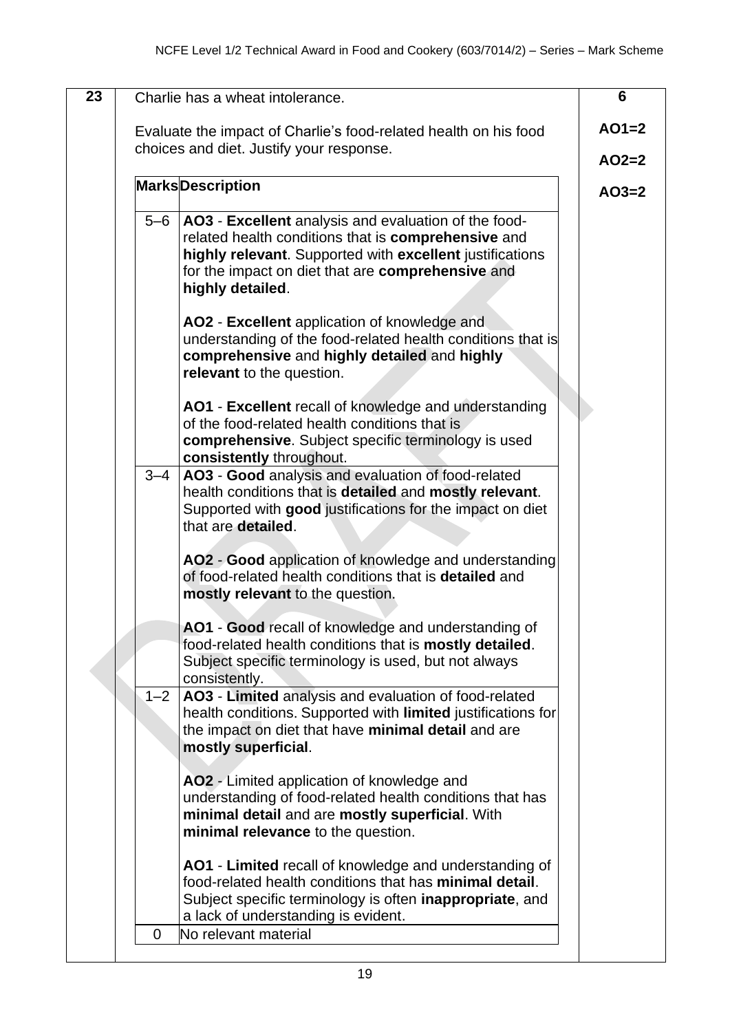| 23 | Charlie has a wheat intolerance.<br><br>Evaluate the impact of Charlie's food-related health on his food choices and diet. Justify your response. | 6<br><br>AO1=2<br><br>AO2=2<br><br>AO3=2 |
|---|---|---|

| Marks | Description |
|---|---|
| 5–6 | AO3 - **Excellent** analysis and evaluation of the food-related health conditions that is **comprehensive** and **highly relevant**. Supported with **excellent** justifications for the impact on diet that are **comprehensive** and **highly detailed**.<br><br>AO2 - **Excellent** application of knowledge and understanding of the food-related health conditions that is **comprehensive** and **highly detailed** and **highly relevant** to the question.<br><br>AO1 - **Excellent** recall of knowledge and understanding of the food-related health conditions that is **comprehensive**. Subject specific terminology is used **consistently** throughout. |
| 3–4 | AO3 - **Good** analysis and evaluation of food-related health conditions that is **detailed** and **mostly relevant**. Supported with **good** justifications for the impact on diet that are **detailed**.<br><br>AO2 - **Good** application of knowledge and understanding of food-related health conditions that is **detailed** and **mostly relevant** to the question.<br><br>AO1 - **Good** recall of knowledge and understanding of food-related health conditions that is **mostly detailed**. Subject specific terminology is used, but not always consistently. |
| 1–2 | AO3 - **Limited** analysis and evaluation of food-related health conditions. Supported with **limited** justifications for the impact on diet that have **minimal detail** and are **mostly superficial**.<br><br>AO2 - Limited application of knowledge and understanding of food-related health conditions that has **minimal detail** and are **mostly superficial**. With **minimal relevance** to the question.<br><br>AO1 - **Limited** recall of knowledge and understanding of food-related health conditions that has **minimal detail**. Subject specific terminology is often **inappropriate**, and a lack of understanding is evident. |
| 0 | No relevant material |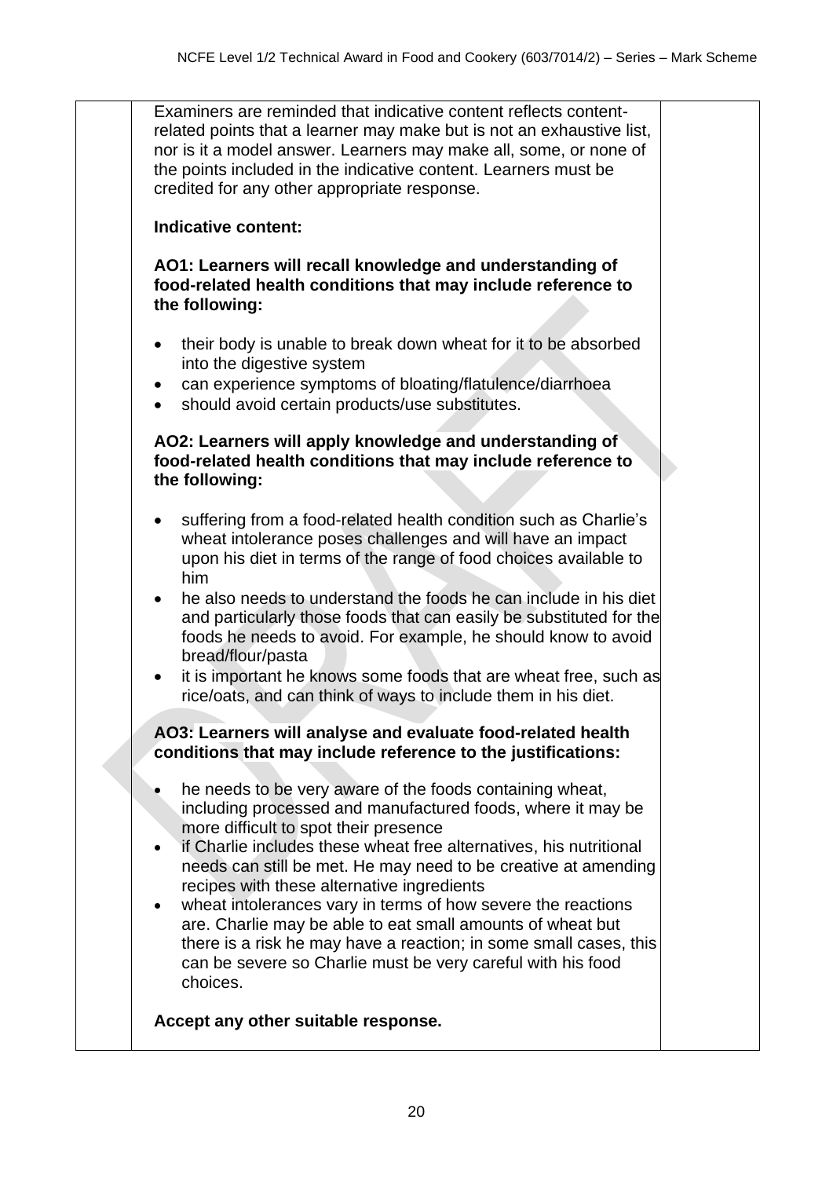Examiners are reminded that indicative content reflects content-related points that a learner may make but is not an exhaustive list, nor is it a model answer. Learners may make all, some, or none of the points included in the indicative content. Learners must be credited for any other appropriate response.

**Indicative content:**

**AO1: Learners will recall knowledge and understanding of food-related health conditions that may include reference to the following:**

- their body is unable to break down wheat for it to be absorbed into the digestive system
- can experience symptoms of bloating/flatulence/diarrhoea
- should avoid certain products/use substitutes.

**AO2: Learners will apply knowledge and understanding of food-related health conditions that may include reference to the following:**

- suffering from a food-related health condition such as Charlie's wheat intolerance poses challenges and will have an impact upon his diet in terms of the range of food choices available to him
- he also needs to understand the foods he can include in his diet and particularly those foods that can easily be substituted for the foods he needs to avoid. For example, he should know to avoid bread/flour/pasta
- it is important he knows some foods that are wheat free, such as rice/oats, and can think of ways to include them in his diet.

**AO3: Learners will analyse and evaluate food-related health conditions that may include reference to the justifications:**

- he needs to be very aware of the foods containing wheat, including processed and manufactured foods, where it may be more difficult to spot their presence
- if Charlie includes these wheat free alternatives, his nutritional needs can still be met. He may need to be creative at amending recipes with these alternative ingredients
- wheat intolerances vary in terms of how severe the reactions are. Charlie may be able to eat small amounts of wheat but there is a risk he may have a reaction; in some small cases, this can be severe so Charlie must be very careful with his food choices.

**Accept any other suitable response.**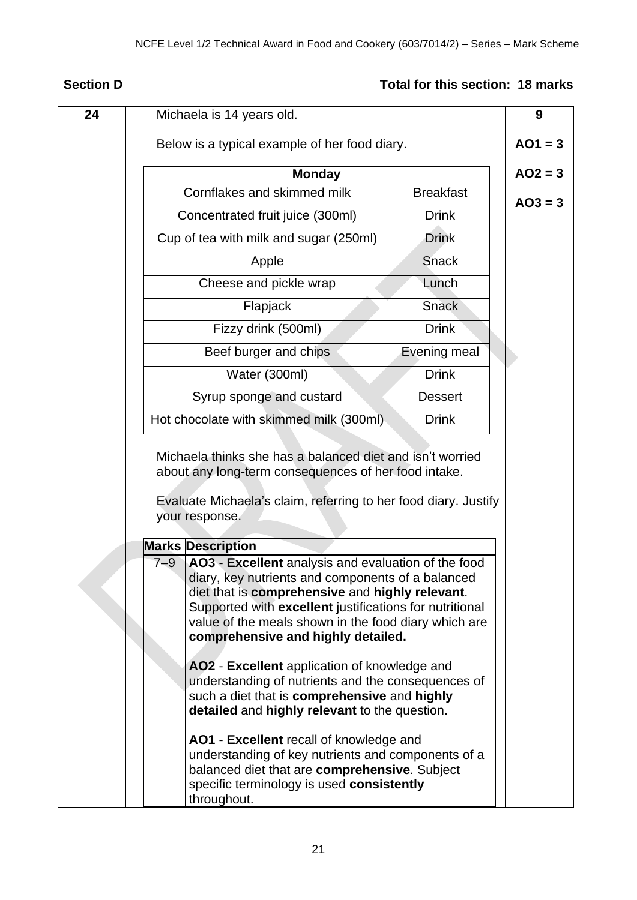## Section D

**Total for this section: 18 marks**

**24**

Michaela is 14 years old.

Below is a typical example of her food diary.

| Monday | |
|---|---|
| Cornflakes and skimmed milk | Breakfast |
| Concentrated fruit juice (300ml) | Drink |
| Cup of tea with milk and sugar (250ml) | Drink |
| Apple | Snack |
| Cheese and pickle wrap | Lunch |
| Flapjack | Snack |
| Fizzy drink (500ml) | Drink |
| Beef burger and chips | Evening meal |
| Water (300ml) | Drink |
| Syrup sponge and custard | Dessert |
| Hot chocolate with skimmed milk (300ml) | Drink |

Michaela thinks she has a balanced diet and isn't worried about any long-term consequences of her food intake.

Evaluate Michaela's claim, referring to her food diary. Justify your response.

**9**

**AO1 = 3**

**AO2 = 3**

**AO3 = 3**

| Marks | Description |
|---|---|
| 7–9 | **AO3** - **Excellent** analysis and evaluation of the food diary, key nutrients and components of a balanced diet that is **comprehensive** and **highly relevant**. Supported with **excellent** justifications for nutritional value of the meals shown in the food diary which are **comprehensive and highly detailed.**<br><br>**AO2** - **Excellent** application of knowledge and understanding of nutrients and the consequences of such a diet that is **comprehensive** and **highly detailed** and **highly relevant** to the question.<br><br>**AO1** - **Excellent** recall of knowledge and understanding of key nutrients and components of a balanced diet that are **comprehensive**. Subject specific terminology is used **consistently** throughout. |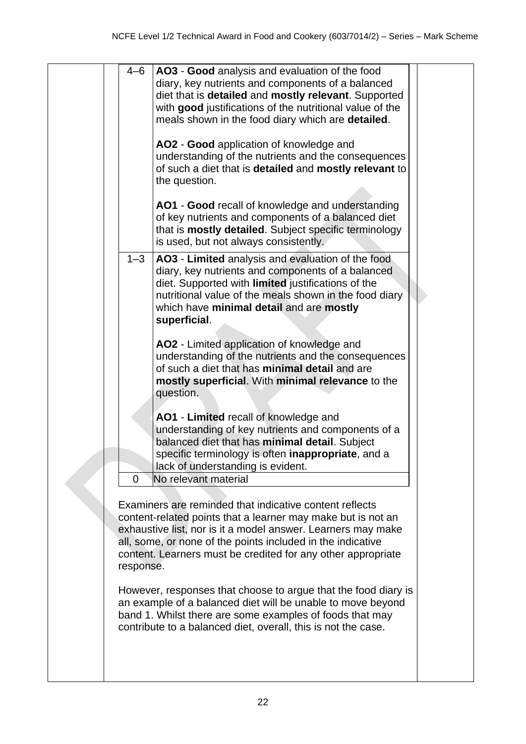| Marks | Descriptor |
| --- | --- |
| 4–6 | **AO3** - **Good** analysis and evaluation of the food diary, key nutrients and components of a balanced diet that is **detailed** and **mostly relevant**. Supported with **good** justifications of the nutritional value of the meals shown in the food diary which are **detailed**.<br><br>**AO2** - **Good** application of knowledge and understanding of the nutrients and the consequences of such a diet that is **detailed** and **mostly relevant** to the question.<br><br>**AO1** - **Good** recall of knowledge and understanding of key nutrients and components of a balanced diet that is **mostly detailed**. Subject specific terminology is used, but not always consistently. |
| 1–3 | **AO3** - **Limited** analysis and evaluation of the food diary, key nutrients and components of a balanced diet. Supported with **limited** justifications of the nutritional value of the meals shown in the food diary which have **minimal detail** and are **mostly superficial**.<br><br>**AO2** - Limited application of knowledge and understanding of the nutrients and the consequences of such a diet that has **minimal detail** and are **mostly superficial**. With **minimal relevance** to the question.<br><br>**AO1** - **Limited** recall of knowledge and understanding of key nutrients and components of a balanced diet that has **minimal detail**. Subject specific terminology is often **inappropriate**, and a lack of understanding is evident. |
| 0 | No relevant material |

Examiners are reminded that indicative content reflects content-related points that a learner may make but is not an exhaustive list, nor is it a model answer. Learners may make all, some, or none of the points included in the indicative content. Learners must be credited for any other appropriate response.

However, responses that choose to argue that the food diary is an example of a balanced diet will be unable to move beyond band 1. Whilst there are some examples of foods that may contribute to a balanced diet, overall, this is not the case.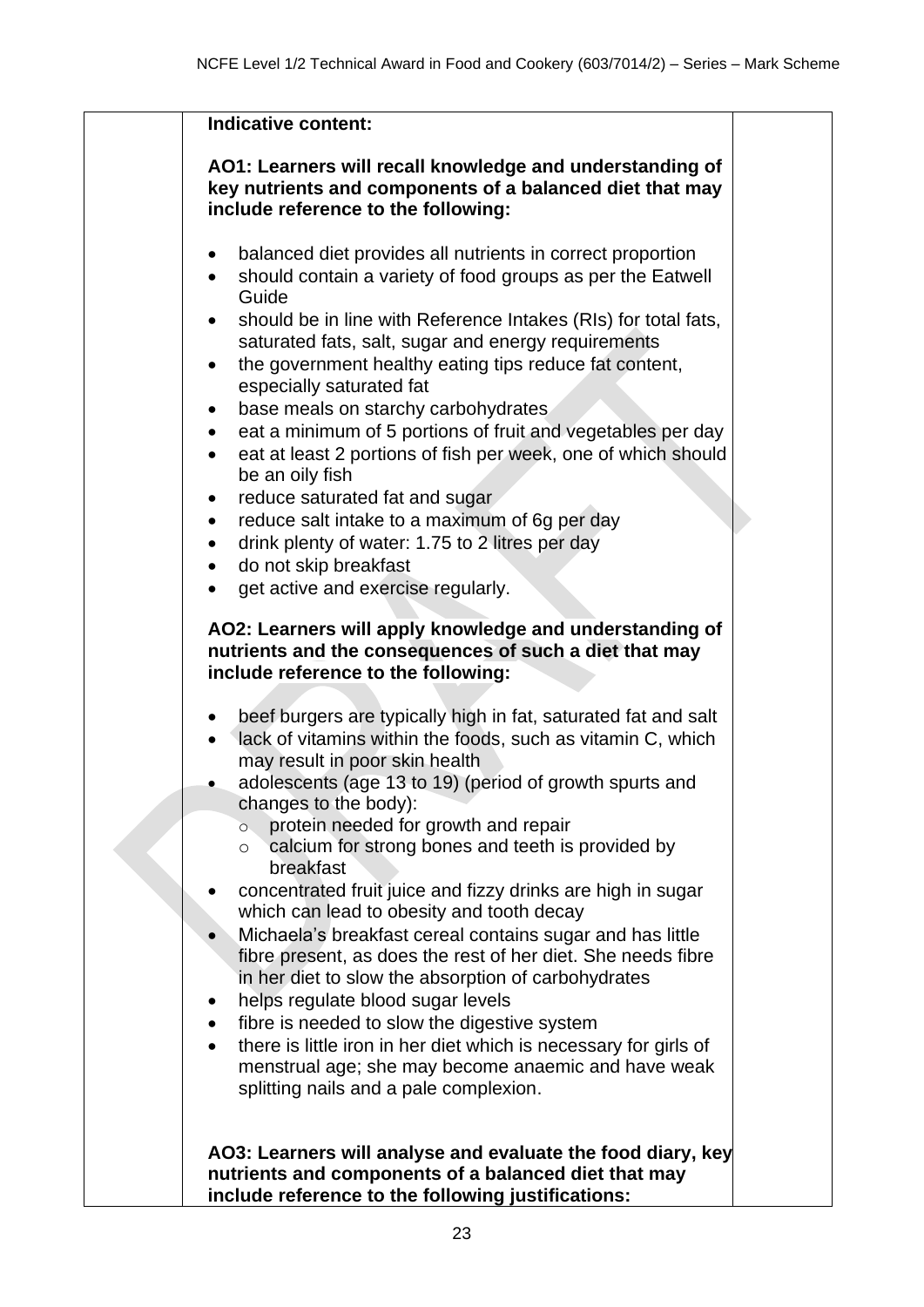**Indicative content:**

**AO1: Learners will recall knowledge and understanding of key nutrients and components of a balanced diet that may include reference to the following:**

- balanced diet provides all nutrients in correct proportion
- should contain a variety of food groups as per the Eatwell Guide
- should be in line with Reference Intakes (RIs) for total fats, saturated fats, salt, sugar and energy requirements
- the government healthy eating tips reduce fat content, especially saturated fat
- base meals on starchy carbohydrates
- eat a minimum of 5 portions of fruit and vegetables per day
- eat at least 2 portions of fish per week, one of which should be an oily fish
- reduce saturated fat and sugar
- reduce salt intake to a maximum of 6g per day
- drink plenty of water: 1.75 to 2 litres per day
- do not skip breakfast
- get active and exercise regularly.

**AO2: Learners will apply knowledge and understanding of nutrients and the consequences of such a diet that may include reference to the following:**

- beef burgers are typically high in fat, saturated fat and salt
- lack of vitamins within the foods, such as vitamin C, which may result in poor skin health
- adolescents (age 13 to 19) (period of growth spurts and changes to the body):
  - protein needed for growth and repair
  - calcium for strong bones and teeth is provided by breakfast
- concentrated fruit juice and fizzy drinks are high in sugar which can lead to obesity and tooth decay
- Michaela's breakfast cereal contains sugar and has little fibre present, as does the rest of her diet. She needs fibre in her diet to slow the absorption of carbohydrates
- helps regulate blood sugar levels
- fibre is needed to slow the digestive system
- there is little iron in her diet which is necessary for girls of menstrual age; she may become anaemic and have weak splitting nails and a pale complexion.

**AO3: Learners will analyse and evaluate the food diary, key nutrients and components of a balanced diet that may include reference to the following justifications:**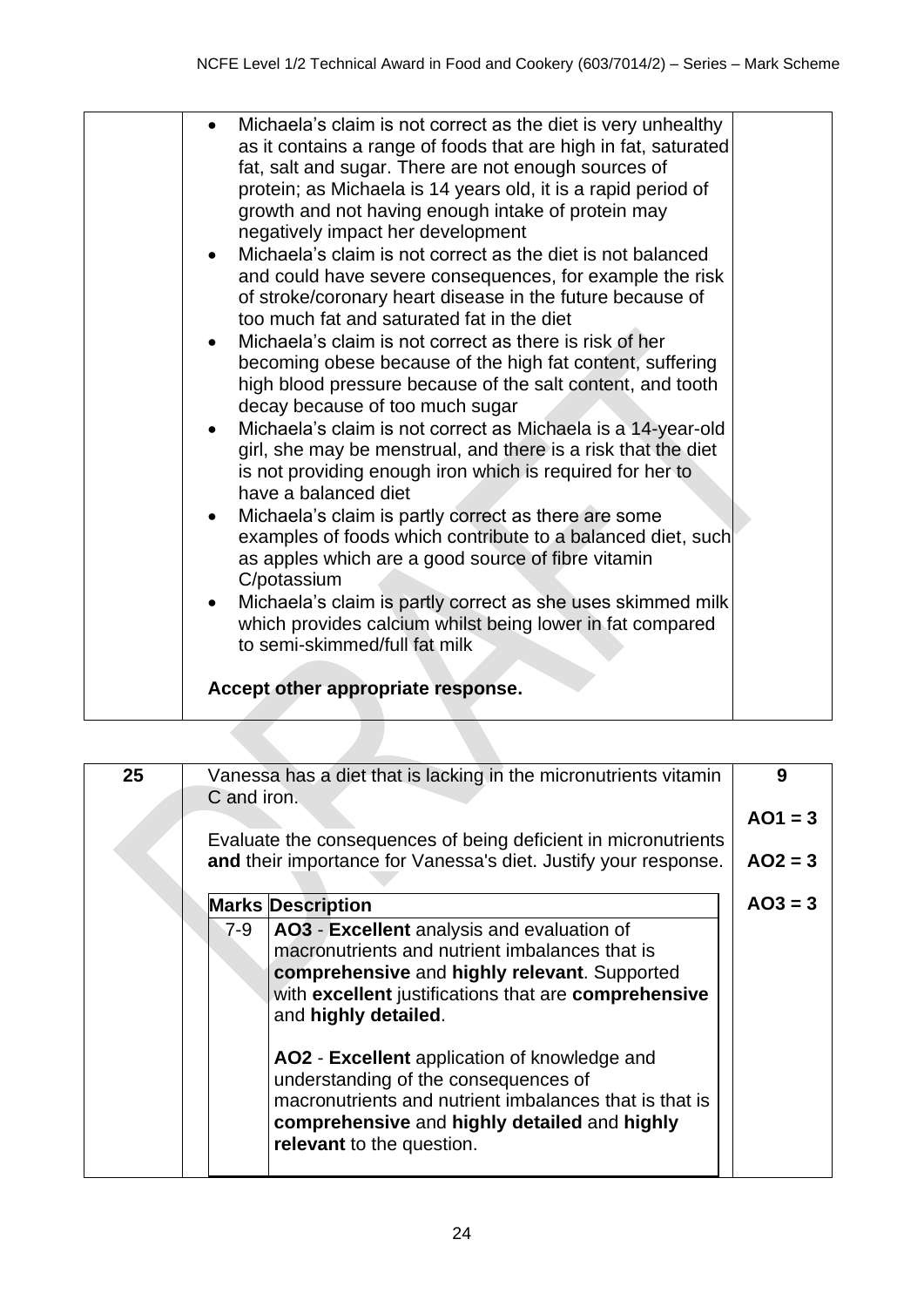| | | |
|---|---|---|
| | • Michaela's claim is not correct as the diet is very unhealthy as it contains a range of foods that are high in fat, saturated fat, salt and sugar. There are not enough sources of protein; as Michaela is 14 years old, it is a rapid period of growth and not having enough intake of protein may negatively impact her development<br>• Michaela's claim is not correct as the diet is not balanced and could have severe consequences, for example the risk of stroke/coronary heart disease in the future because of too much fat and saturated fat in the diet<br>• Michaela's claim is not correct as there is risk of her becoming obese because of the high fat content, suffering high blood pressure because of the salt content, and tooth decay because of too much sugar<br>• Michaela's claim is not correct as Michaela is a 14-year-old girl, she may be menstrual, and there is a risk that the diet is not providing enough iron which is required for her to have a balanced diet<br>• Michaela's claim is partly correct as there are some examples of foods which contribute to a balanced diet, such as apples which are a good source of fibre vitamin C/potassium<br>• Michaela's claim is partly correct as she uses skimmed milk which provides calcium whilst being lower in fat compared to semi-skimmed/full fat milk<br><br>**Accept other appropriate response.** | |

| | | |
|---|---|---|
| **25** | Vanessa has a diet that is lacking in the micronutrients vitamin C and iron.<br><br>Evaluate the consequences of being deficient in micronutrients **and** their importance for Vanessa's diet. Justify your response. | **9**<br><br>**AO1 = 3**<br><br>**AO2 = 3**<br><br>**AO3 = 3** |

| Marks | Description |
|---|---|
| 7-9 | **AO3** - **Excellent** analysis and evaluation of macronutrients and nutrient imbalances that is **comprehensive** and **highly relevant**. Supported with **excellent** justifications that are **comprehensive** and **highly detailed**.<br><br>**AO2** - **Excellent** application of knowledge and understanding of the consequences of macronutrients and nutrient imbalances that is that is **comprehensive** and **highly detailed** and **highly relevant** to the question. |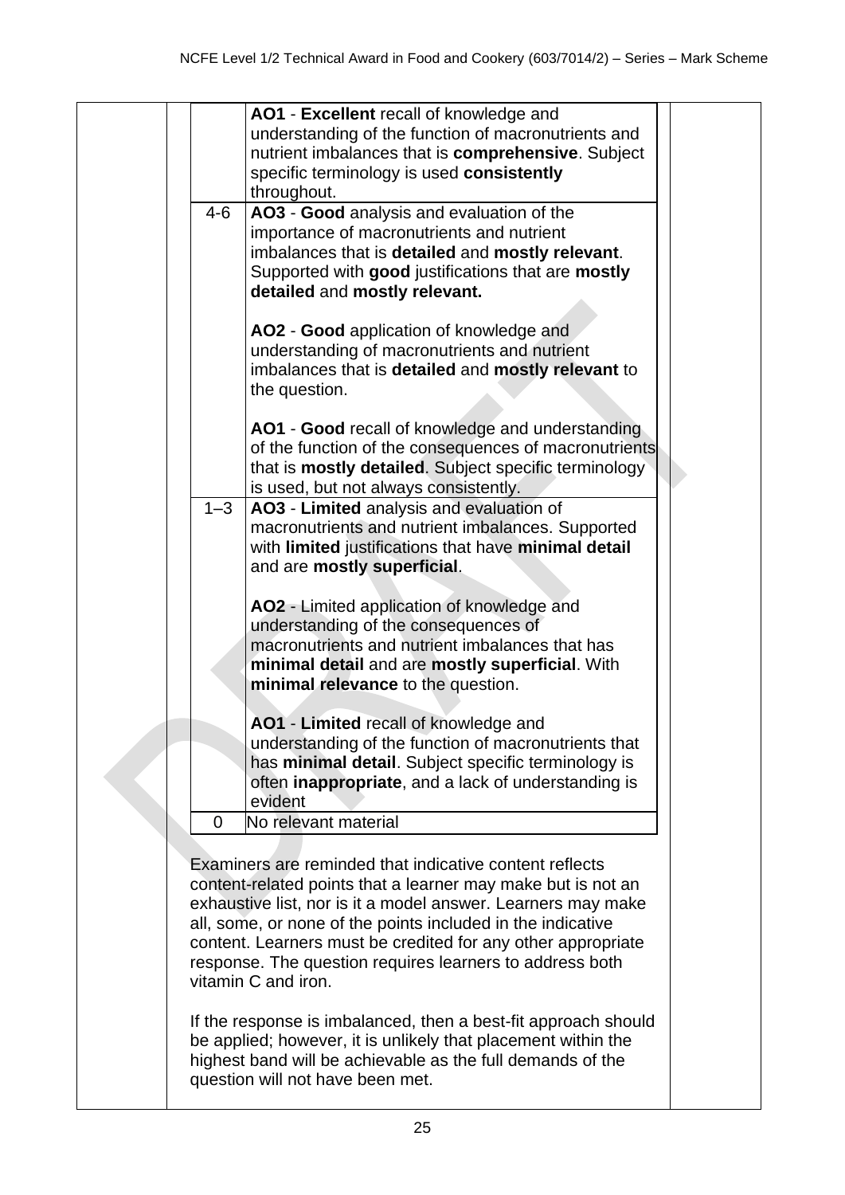| | |
|---|---|
| | **AO1** - **Excellent** recall of knowledge and understanding of the function of macronutrients and nutrient imbalances that is **comprehensive**. Subject specific terminology is used **consistently** throughout. |
| 4-6 | **AO3** - **Good** analysis and evaluation of the importance of macronutrients and nutrient imbalances that is **detailed** and **mostly relevant**. Supported with **good** justifications that are **mostly detailed** and **mostly relevant.**<br><br>**AO2** - **Good** application of knowledge and understanding of macronutrients and nutrient imbalances that is **detailed** and **mostly relevant** to the question.<br><br>**AO1** - **Good** recall of knowledge and understanding of the function of the consequences of macronutrients that is **mostly detailed**. Subject specific terminology is used, but not always consistently. |
| 1–3 | **AO3** - **Limited** analysis and evaluation of macronutrients and nutrient imbalances. Supported with **limited** justifications that have **minimal detail** and are **mostly superficial**.<br><br>**AO2** - Limited application of knowledge and understanding of the consequences of macronutrients and nutrient imbalances that has **minimal detail** and are **mostly superficial**. With **minimal relevance** to the question.<br><br>**AO1** - **Limited** recall of knowledge and understanding of the function of macronutrients that has **minimal detail**. Subject specific terminology is often **inappropriate**, and a lack of understanding is evident |
| 0 | No relevant material |

Examiners are reminded that indicative content reflects content-related points that a learner may make but is not an exhaustive list, nor is it a model answer. Learners may make all, some, or none of the points included in the indicative content. Learners must be credited for any other appropriate response. The question requires learners to address both vitamin C and iron.

If the response is imbalanced, then a best-fit approach should be applied; however, it is unlikely that placement within the highest band will be achievable as the full demands of the question will not have been met.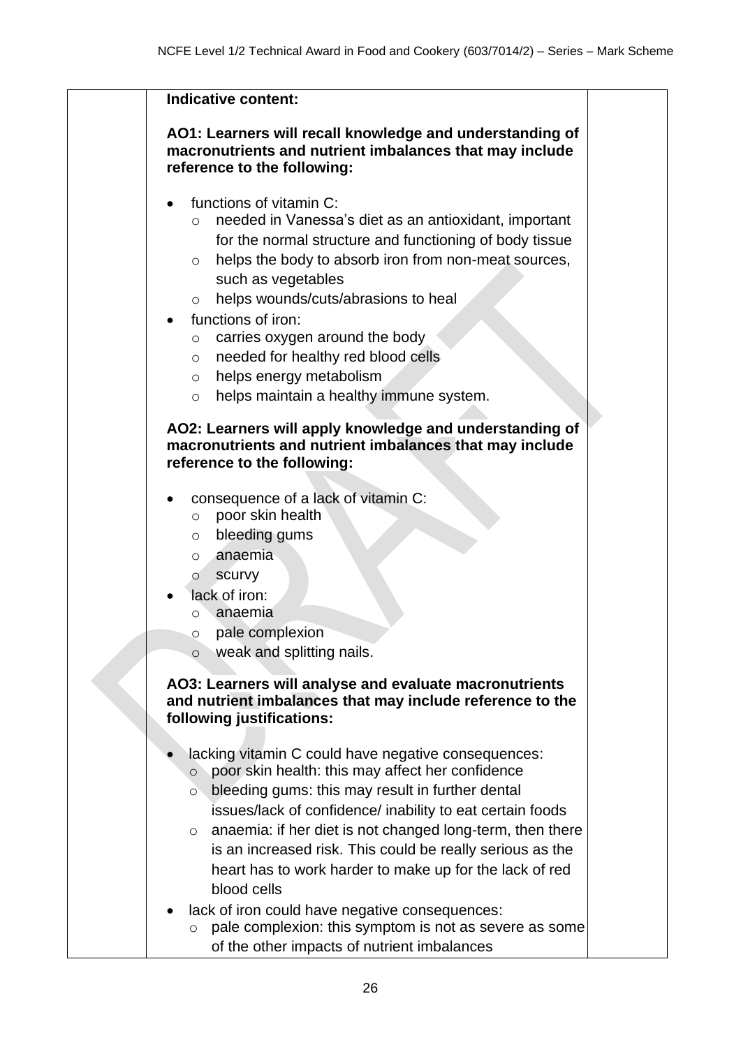**Indicative content:**

**AO1: Learners will recall knowledge and understanding of macronutrients and nutrient imbalances that may include reference to the following:**

- functions of vitamin C:
  - needed in Vanessa's diet as an antioxidant, important for the normal structure and functioning of body tissue
  - helps the body to absorb iron from non-meat sources, such as vegetables
  - helps wounds/cuts/abrasions to heal
- functions of iron:
  - carries oxygen around the body
  - needed for healthy red blood cells
  - helps energy metabolism
  - helps maintain a healthy immune system.

**AO2: Learners will apply knowledge and understanding of macronutrients and nutrient imbalances that may include reference to the following:**

- consequence of a lack of vitamin C:
  - poor skin health
  - bleeding gums
  - anaemia
  - scurvy
- lack of iron:
  - anaemia
  - pale complexion
  - weak and splitting nails.

**AO3: Learners will analyse and evaluate macronutrients and nutrient imbalances that may include reference to the following justifications:**

- lacking vitamin C could have negative consequences:
  - poor skin health: this may affect her confidence
  - bleeding gums: this may result in further dental issues/lack of confidence/ inability to eat certain foods
  - anaemia: if her diet is not changed long-term, then there is an increased risk. This could be really serious as the heart has to work harder to make up for the lack of red blood cells
- lack of iron could have negative consequences:
  - pale complexion: this symptom is not as severe as some of the other impacts of nutrient imbalances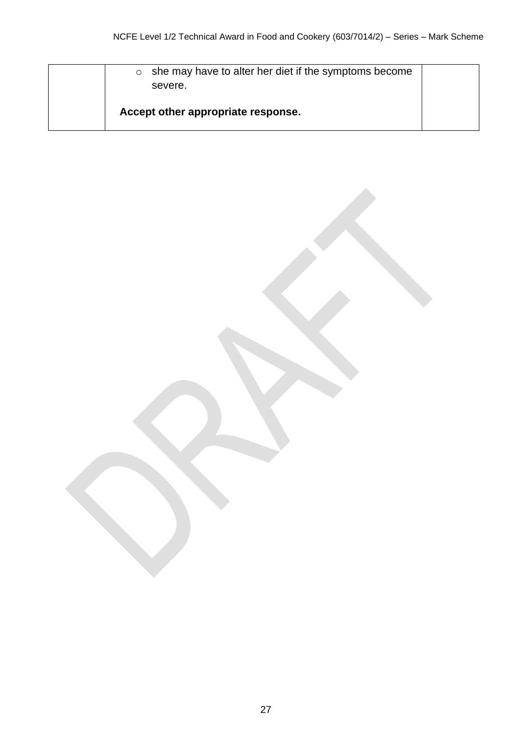|  | ◦ she may have to alter her diet if the symptoms become severe.<br><br>**Accept other appropriate response.** |  |
| --- | --- | --- |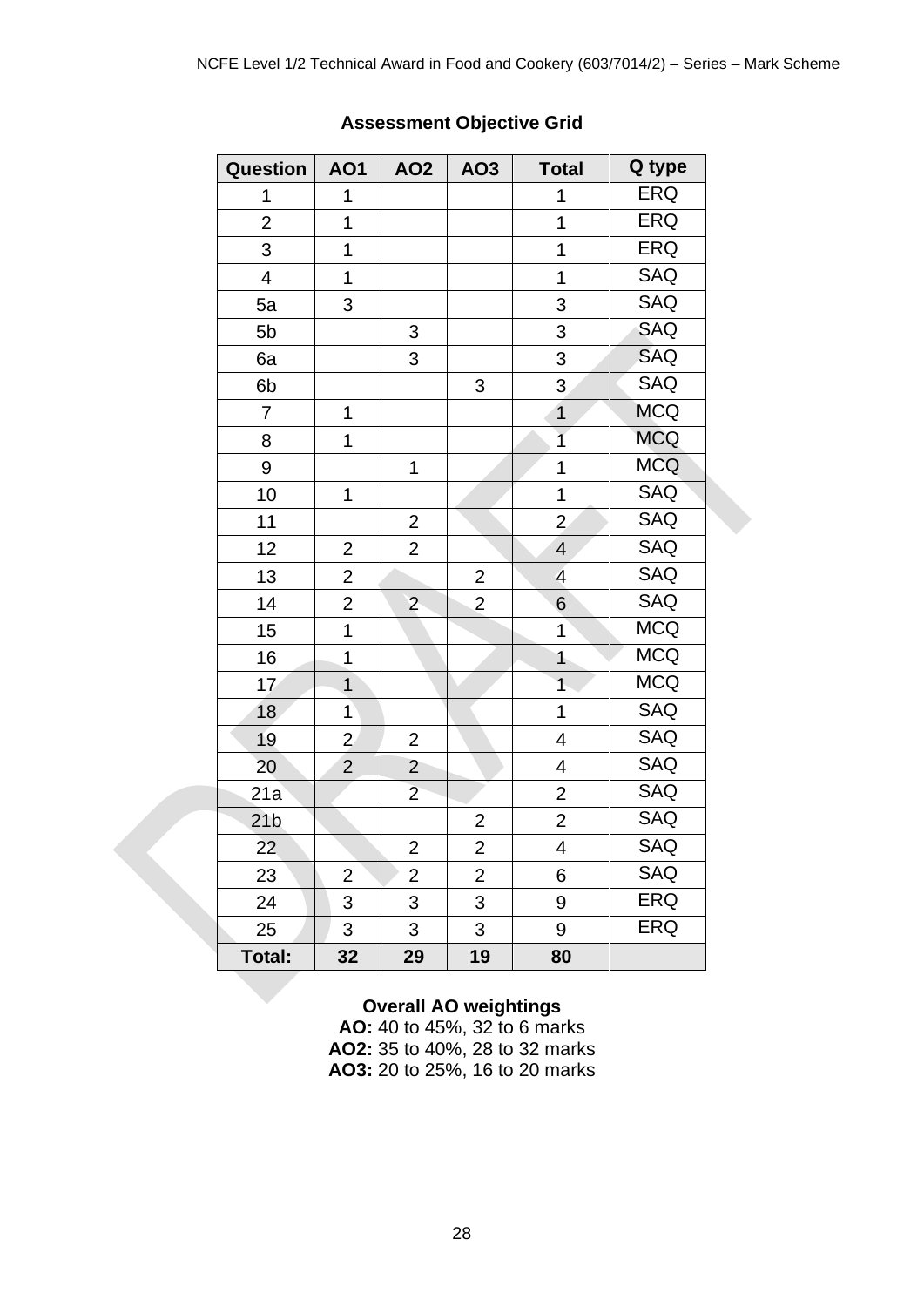**Assessment Objective Grid**

| Question | AO1 | AO2 | AO3 | Total | Q type |
|---|---|---|---|---|---|
| 1 | 1 | | | 1 | ERQ |
| 2 | 1 | | | 1 | ERQ |
| 3 | 1 | | | 1 | ERQ |
| 4 | 1 | | | 1 | SAQ |
| 5a | 3 | | | 3 | SAQ |
| 5b | | 3 | | 3 | SAQ |
| 6a | | 3 | | 3 | SAQ |
| 6b | | | 3 | 3 | SAQ |
| 7 | 1 | | | 1 | MCQ |
| 8 | 1 | | | 1 | MCQ |
| 9 | | 1 | | 1 | MCQ |
| 10 | 1 | | | 1 | SAQ |
| 11 | | 2 | | 2 | SAQ |
| 12 | 2 | 2 | | 4 | SAQ |
| 13 | 2 | | 2 | 4 | SAQ |
| 14 | 2 | 2 | 2 | 6 | SAQ |
| 15 | 1 | | | 1 | MCQ |
| 16 | 1 | | | 1 | MCQ |
| 17 | 1 | | | 1 | MCQ |
| 18 | 1 | | | 1 | SAQ |
| 19 | 2 | 2 | | 4 | SAQ |
| 20 | 2 | 2 | | 4 | SAQ |
| 21a | | 2 | | 2 | SAQ |
| 21b | | | 2 | 2 | SAQ |
| 22 | | 2 | 2 | 4 | SAQ |
| 23 | 2 | 2 | 2 | 6 | SAQ |
| 24 | 3 | 3 | 3 | 9 | ERQ |
| 25 | 3 | 3 | 3 | 9 | ERQ |
| **Total:** | **32** | **29** | **19** | **80** | |

**Overall AO weightings**

**AO:** 40 to 45%, 32 to 6 marks

**AO2:** 35 to 40%, 28 to 32 marks

**AO3:** 20 to 25%, 16 to 20 marks